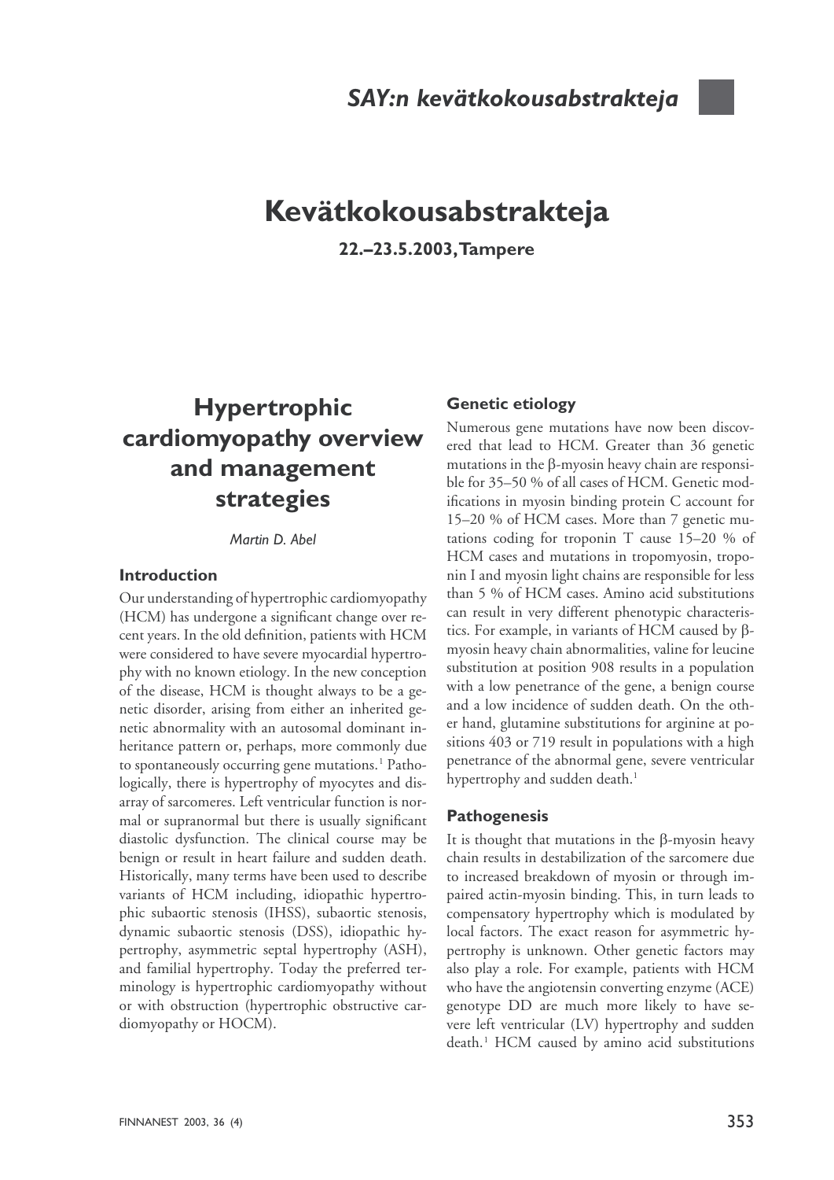# Kevätkokousabstrakteja

**22.–23.5.2003, Tampere**

## Hypertrophic cardiomyopathy overview and management strategies

*Martin D. Abel*

### Introduction

Our understanding of hypertrophic cardiomyopathy (HCM) has undergone a significant change over recent years. In the old definition, patients with HCM were considered to have severe myocardial hypertrophy with no known etiology. In the new conception of the disease, HCM is thought always to be a genetic disorder, arising from either an inherited genetic abnormality with an autosomal dominant inheritance pattern or, perhaps, more commonly due to spontaneously occurring gene mutations.[1] Pathologically, there is hypertrophy of myocytes and disarray of sarcomeres. Left ventricular function is normal or supranormal but there is usually significant diastolic dysfunction. The clinical course may be benign or result in heart failure and sudden death. Historically, many terms have been used to describe variants of HCM including, idiopathic hypertrophic subaortic stenosis (IHSS), subaortic stenosis, dynamic subaortic stenosis (DSS), idiopathic hypertrophy, asymmetric septal hypertrophy (ASH), and familial hypertrophy. Today the preferred terminology is hypertrophic cardiomyopathy without or with obstruction (hypertrophic obstructive cardiomyopathy or HOCM).

### Genetic etiology

Numerous gene mutations have now been discovered that lead to HCM. Greater than 36 genetic mutations in the β-myosin heavy chain are responsible for 35–50 % of all cases of HCM. Genetic modifications in myosin binding protein C account for 15–20 % of HCM cases. More than 7 genetic mutations coding for troponin T cause 15–20 % of HCM cases and mutations in tropomyosin, troponin I and myosin light chains are responsible for less than 5 % of HCM cases. Amino acid substitutions can result in very different phenotypic characteristics. For example, in variants of HCM caused by β-myosin heavy chain abnormalities, valine for leucine substitution at position 908 results in a population with a low penetrance of the gene, a benign course and a low incidence of sudden death. On the other hand, glutamine substitutions for arginine at positions 403 or 719 result in populations with a high penetrance of the abnormal gene, severe ventricular hypertrophy and sudden death.[1]

### Pathogenesis

It is thought that mutations in the β-myosin heavy chain results in destabilization of the sarcomere due to increased breakdown of myosin or through impaired actin-myosin binding. This, in turn leads to compensatory hypertrophy which is modulated by local factors. The exact reason for asymmetric hypertrophy is unknown. Other genetic factors may also play a role. For example, patients with HCM who have the angiotensin converting enzyme (ACE) genotype DD are much more likely to have severe left ventricular (LV) hypertrophy and sudden death.[1] HCM caused by amino acid substitutions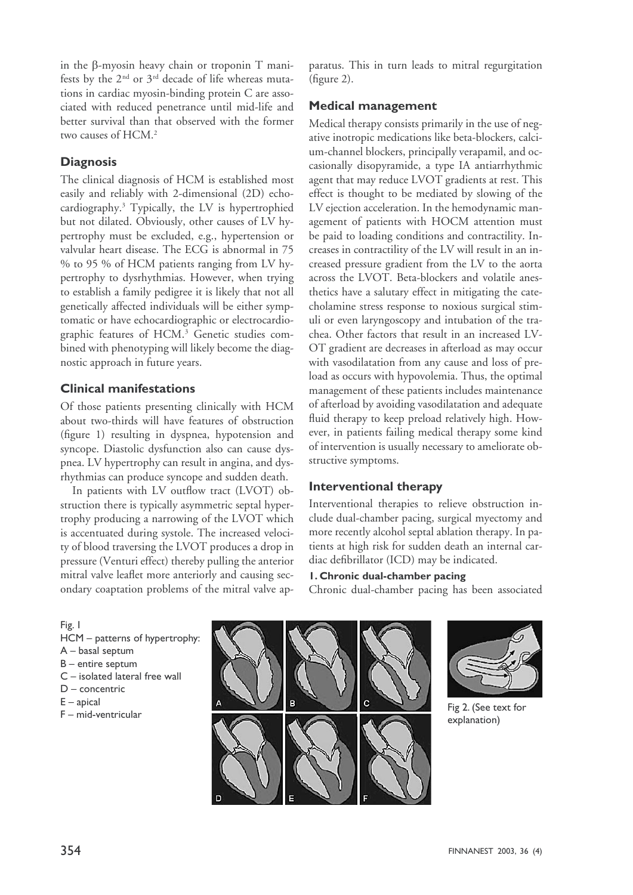in the β-myosin heavy chain or troponin T manifests by the 2nd or 3rd decade of life whereas mutations in cardiac myosin-binding protein C are associated with reduced penetrance until mid-life and better survival than that observed with the former two causes of HCM.[2]

## Diagnosis

The clinical diagnosis of HCM is established most easily and reliably with 2-dimensional (2D) echocardiography.[3] Typically, the LV is hypertrophied but not dilated. Obviously, other causes of LV hypertrophy must be excluded, e.g., hypertension or valvular heart disease. The ECG is abnormal in 75 % to 95 % of HCM patients ranging from LV hypertrophy to dysrhythmias. However, when trying to establish a family pedigree it is likely that not all genetically affected individuals will be either symptomatic or have echocardiographic or electrocardiographic features of HCM.[3] Genetic studies combined with phenotyping will likely become the diagnostic approach in future years.

## Clinical manifestations

Of those patients presenting clinically with HCM about two-thirds will have features of obstruction (figure 1) resulting in dyspnea, hypotension and syncope. Diastolic dysfunction also can cause dyspnea. LV hypertrophy can result in angina, and dysrhythmias can produce syncope and sudden death.

In patients with LV outflow tract (LVOT) obstruction there is typically asymmetric septal hypertrophy producing a narrowing of the LVOT which is accentuated during systole. The increased velocity of blood traversing the LVOT produces a drop in pressure (Venturi effect) thereby pulling the anterior mitral valve leaflet more anteriorly and causing secondary coaptation problems of the mitral valve apparatus. This in turn leads to mitral regurgitation (figure 2).

## Medical management

Medical therapy consists primarily in the use of negative inotropic medications like beta-blockers, calcium-channel blockers, principally verapamil, and occasionally disopyramide, a type IA antiarrhythmic agent that may reduce LVOT gradients at rest. This effect is thought to be mediated by slowing of the LV ejection acceleration. In the hemodynamic management of patients with HOCM attention must be paid to loading conditions and contractility. Increases in contractility of the LV will result in an increased pressure gradient from the LV to the aorta across the LVOT. Beta-blockers and volatile anesthetics have a salutary effect in mitigating the catecholamine stress response to noxious surgical stimuli or even laryngoscopy and intubation of the trachea. Other factors that result in an increased LVOT gradient are decreases in afterload as may occur with vasodilatation from any cause and loss of preload as occurs with hypovolemia. Thus, the optimal management of these patients includes maintenance of afterload by avoiding vasodilatation and adequate fluid therapy to keep preload relatively high. However, in patients failing medical therapy some kind of intervention is usually necessary to ameliorate obstructive symptoms.

## Interventional therapy

Interventional therapies to relieve obstruction include dual-chamber pacing, surgical myectomy and more recently alcohol septal ablation therapy. In patients at high risk for sudden death an internal cardiac defibrillator (ICD) may be indicated.

### 1. Chronic dual-chamber pacing

Chronic dual-chamber pacing has been associated

Fig. 1
HCM – patterns of hypertrophy:
A – basal septum
B – entire septum
C – isolated lateral free wall
D – concentric
E – apical
F – mid-ventricular

A B C D E F

Fig 2. (See text for explanation)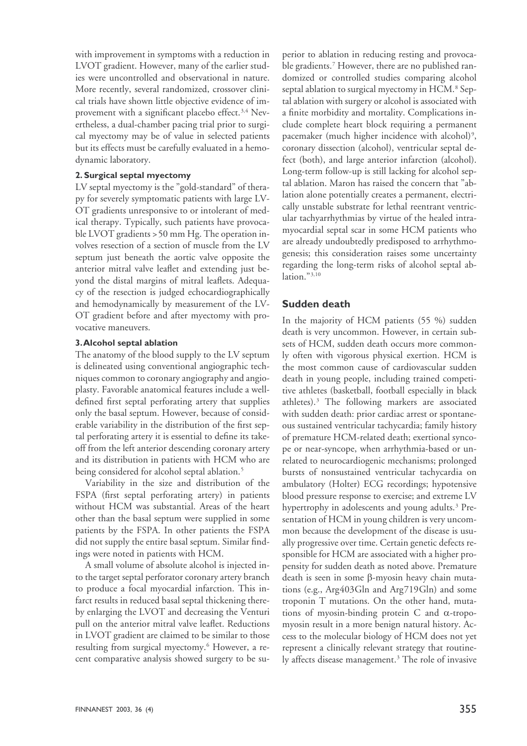with improvement in symptoms with a reduction in LVOT gradient. However, many of the earlier studies were uncontrolled and observational in nature. More recently, several randomized, crossover clinical trials have shown little objective evidence of improvement with a significant placebo effect.[3,4] Nevertheless, a dual-chamber pacing trial prior to surgical myectomy may be of value in selected patients but its effects must be carefully evaluated in a hemodynamic laboratory.

#### 2. Surgical septal myectomy

LV septal myectomy is the "gold-standard" of therapy for severely symptomatic patients with large LVOT gradients unresponsive to or intolerant of medical therapy. Typically, such patients have provocable LVOT gradients > 50 mm Hg. The operation involves resection of a section of muscle from the LV septum just beneath the aortic valve opposite the anterior mitral valve leaflet and extending just beyond the distal margins of mitral leaflets. Adequacy of the resection is judged echocardiographically and hemodynamically by measurement of the LVOT gradient before and after myectomy with provocative maneuvers.

#### 3. Alcohol septal ablation

The anatomy of the blood supply to the LV septum is delineated using conventional angiographic techniques common to coronary angiography and angioplasty. Favorable anatomical features include a well-defined first septal perforating artery that supplies only the basal septum. However, because of considerable variability in the distribution of the first septal perforating artery it is essential to define its take-off from the left anterior descending coronary artery and its distribution in patients with HCM who are being considered for alcohol septal ablation.[5]

Variability in the size and distribution of the FSPA (first septal perforating artery) in patients without HCM was substantial. Areas of the heart other than the basal septum were supplied in some patients by the FSPA. In other patients the FSPA did not supply the entire basal septum. Similar findings were noted in patients with HCM.

A small volume of absolute alcohol is injected into the target septal perforator coronary artery branch to produce a focal myocardial infarction. This infarct results in reduced basal septal thickening thereby enlarging the LVOT and decreasing the Venturi pull on the anterior mitral valve leaflet. Reductions in LVOT gradient are claimed to be similar to those resulting from surgical myectomy.[6] However, a recent comparative analysis showed surgery to be superior to ablation in reducing resting and provocable gradients.[7] However, there are no published randomized or controlled studies comparing alcohol septal ablation to surgical myectomy in HCM.[8] Septal ablation with surgery or alcohol is associated with a finite morbidity and mortality. Complications include complete heart block requiring a permanent pacemaker (much higher incidence with alcohol)[9], coronary dissection (alcohol), ventricular septal defect (both), and large anterior infarction (alcohol). Long-term follow-up is still lacking for alcohol septal ablation. Maron has raised the concern that "ablation alone potentially creates a permanent, electrically unstable substrate for lethal reentrant ventricular tachyarrhythmias by virtue of the healed intramyocardial septal scar in some HCM patients who are already undoubtedly predisposed to arrhythmogenesis; this consideration raises some uncertainty regarding the long-term risks of alcohol septal ablation."[3,10]

## Sudden death

In the majority of HCM patients (55 %) sudden death is very uncommon. However, in certain subsets of HCM, sudden death occurs more commonly often with vigorous physical exertion. HCM is the most common cause of cardiovascular sudden death in young people, including trained competitive athletes (basketball, football especially in black athletes).[3] The following markers are associated with sudden death: prior cardiac arrest or spontaneous sustained ventricular tachycardia; family history of premature HCM-related death; exertional syncope or near-syncope, when arrhythmia-based or unrelated to neurocardiogenic mechanisms; prolonged bursts of nonsustained ventricular tachycardia on ambulatory (Holter) ECG recordings; hypotensive blood pressure response to exercise; and extreme LV hypertrophy in adolescents and young adults.[3] Presentation of HCM in young children is very uncommon because the development of the disease is usually progressive over time. Certain genetic defects responsible for HCM are associated with a higher propensity for sudden death as noted above. Premature death is seen in some β-myosin heavy chain mutations (e.g., Arg403Gln and Arg719Gln) and some troponin T mutations. On the other hand, mutations of myosin-binding protein C and α-tropomyosin result in a more benign natural history. Access to the molecular biology of HCM does not yet represent a clinically relevant strategy that routinely affects disease management.[3] The role of invasive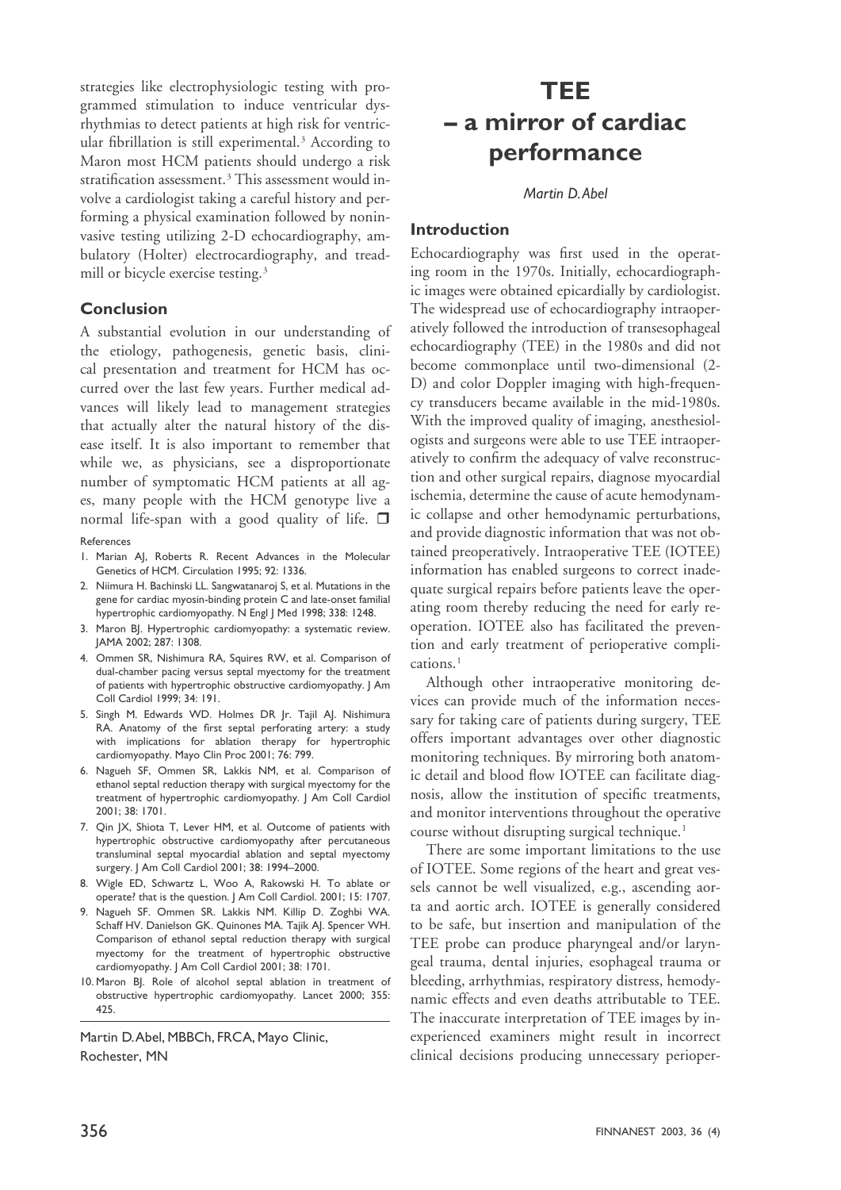strategies like electrophysiologic testing with programmed stimulation to induce ventricular dysrhythmias to detect patients at high risk for ventricular fibrillation is still experimental.[3] According to Maron most HCM patients should undergo a risk stratification assessment.[3] This assessment would involve a cardiologist taking a careful history and performing a physical examination followed by noninvasive testing utilizing 2-D echocardiography, ambulatory (Holter) electrocardiography, and treadmill or bicycle exercise testing.[3]

## Conclusion

A substantial evolution in our understanding of the etiology, pathogenesis, genetic basis, clinical presentation and treatment for HCM has occurred over the last few years. Further medical advances will likely lead to management strategies that actually alter the natural history of the disease itself. It is also important to remember that while we, as physicians, see a disproportionate number of symptomatic HCM patients at all ages, many people with the HCM genotype live a normal life-span with a good quality of life. ❐

References

1. Marian AJ, Roberts R. Recent Advances in the Molecular Genetics of HCM. Circulation 1995; 92: 1336.
2. Niimura H. Bachinski LL. Sangwatanaroj S, et al. Mutations in the gene for cardiac myosin-binding protein C and late-onset familial hypertrophic cardiomyopathy. N Engl J Med 1998; 338: 1248.
3. Maron BJ. Hypertrophic cardiomyopathy: a systematic review. JAMA 2002; 287: 1308.
4. Ommen SR, Nishimura RA, Squires RW, et al. Comparison of dual-chamber pacing versus septal myectomy for the treatment of patients with hypertrophic obstructive cardiomyopathy. J Am Coll Cardiol 1999; 34: 191.
5. Singh M. Edwards WD. Holmes DR Jr. Tajil AJ. Nishimura RA. Anatomy of the first septal perforating artery: a study with implications for ablation therapy for hypertrophic cardiomyopathy. Mayo Clin Proc 2001; 76: 799.
6. Nagueh SF, Ommen SR, Lakkis NM, et al. Comparison of ethanol septal reduction therapy with surgical myectomy for the treatment of hypertrophic cardiomyopathy. J Am Coll Cardiol 2001; 38: 1701.
7. Qin JX, Shiota T, Lever HM, et al. Outcome of patients with hypertrophic obstructive cardiomyopathy after percutaneous transluminal septal myocardial ablation and septal myectomy surgery. J Am Coll Cardiol 2001; 38: 1994–2000.
8. Wigle ED, Schwartz L, Woo A, Rakowski H. To ablate or operate? that is the question. J Am Coll Cardiol. 2001; 15: 1707.
9. Nagueh SF. Ommen SR. Lakkis NM. Killip D. Zoghbi WA. Schaff HV. Danielson GK. Quinones MA. Tajik AJ. Spencer WH. Comparison of ethanol septal reduction therapy with surgical myectomy for the treatment of hypertrophic obstructive cardiomyopathy. J Am Coll Cardiol 2001; 38: 1701.
10. Maron BJ. Role of alcohol septal ablation in treatment of obstructive hypertrophic cardiomyopathy. Lancet 2000; 355: 425.

Martin D. Abel, MBBCh, FRCA, Mayo Clinic, Rochester, MN

# TEE – a mirror of cardiac performance

*Martin D. Abel*

## Introduction

Echocardiography was first used in the operating room in the 1970s. Initially, echocardiographic images were obtained epicardially by cardiologist. The widespread use of echocardiography intraoperatively followed the introduction of transesophageal echocardiography (TEE) in the 1980s and did not become commonplace until two-dimensional (2-D) and color Doppler imaging with high-frequency transducers became available in the mid-1980s. With the improved quality of imaging, anesthesiologists and surgeons were able to use TEE intraoperatively to confirm the adequacy of valve reconstruction and other surgical repairs, diagnose myocardial ischemia, determine the cause of acute hemodynamic collapse and other hemodynamic perturbations, and provide diagnostic information that was not obtained preoperatively. Intraoperative TEE (IOTEE) information has enabled surgeons to correct inadequate surgical repairs before patients leave the operating room thereby reducing the need for early reoperation. IOTEE also has facilitated the prevention and early treatment of perioperative complications.[1]

Although other intraoperative monitoring devices can provide much of the information necessary for taking care of patients during surgery, TEE offers important advantages over other diagnostic monitoring techniques. By mirroring both anatomic detail and blood flow IOTEE can facilitate diagnosis, allow the institution of specific treatments, and monitor interventions throughout the operative course without disrupting surgical technique.[1]

There are some important limitations to the use of IOTEE. Some regions of the heart and great vessels cannot be well visualized, e.g., ascending aorta and aortic arch. IOTEE is generally considered to be safe, but insertion and manipulation of the TEE probe can produce pharyngeal and/or laryngeal trauma, dental injuries, esophageal trauma or bleeding, arrhythmias, respiratory distress, hemodynamic effects and even deaths attributable to TEE. The inaccurate interpretation of TEE images by inexperienced examiners might result in incorrect clinical decisions producing unnecessary perioper-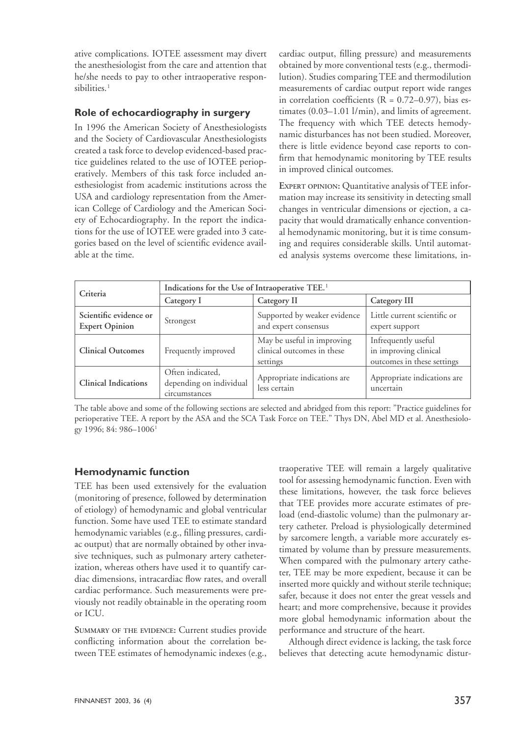ative complications. IOTEE assessment may divert the anesthesiologist from the care and attention that he/she needs to pay to other intraoperative responsibilities.[1]

## Role of echocardiography in surgery

In 1996 the American Society of Anesthesiologists and the Society of Cardiovascular Anesthesiologists created a task force to develop evidenced-based practice guidelines related to the use of IOTEE perioperatively. Members of this task force included anesthesiologist from academic institutions across the USA and cardiology representation from the American College of Cardiology and the American Society of Echocardiography. In the report the indications for the use of IOTEE were graded into 3 categories based on the level of scientific evidence available at the time.

| Criteria | Indications for the Use of Intraoperative TEE.[1] | | |
|---|---|---|---|
| | Category I | Category II | Category III |
| Scientific evidence or Expert Opinion | Strongest | Supported by weaker evidence and expert consensus | Little current scientific or expert support |
| Clinical Outcomes | Frequently improved | May be useful in improving clinical outcomes in these settings | Infrequently useful in improving clinical outcomes in these settings |
| Clinical Indications | Often indicated, depending on individual circumstances | Appropriate indications are less certain | Appropriate indications are uncertain |

The table above and some of the following sections are selected and abridged from this report: "Practice guidelines for perioperative TEE. A report by the ASA and the SCA Task Force on TEE." Thys DN, Abel MD et al. Anesthesiology 1996; 84: 986–1006[1]

## Hemodynamic function

TEE has been used extensively for the evaluation (monitoring of presence, followed by determination of etiology) of hemodynamic and global ventricular function. Some have used TEE to estimate standard hemodynamic variables (e.g., filling pressures, cardiac output) that are normally obtained by other invasive techniques, such as pulmonary artery catheterization, whereas others have used it to quantify cardiac dimensions, intracardiac flow rates, and overall cardiac performance. Such measurements were previously not readily obtainable in the operating room or ICU.

**Summary of the evidence:** Current studies provide conflicting information about the correlation between TEE estimates of hemodynamic indexes (e.g., cardiac output, filling pressure) and measurements obtained by more conventional tests (e.g., thermodilution). Studies comparing TEE and thermodilution measurements of cardiac output report wide ranges in correlation coefficients ($R = 0.72–0.97$), bias estimates (0.03–1.01 l/min), and limits of agreement. The frequency with which TEE detects hemodynamic disturbances has not been studied. Moreover, there is little evidence beyond case reports to confirm that hemodynamic monitoring by TEE results in improved clinical outcomes.

**Expert opinion:** Quantitative analysis of TEE information may increase its sensitivity in detecting small changes in ventricular dimensions or ejection, a capacity that would dramatically enhance conventional hemodynamic monitoring, but it is time consuming and requires considerable skills. Until automated analysis systems overcome these limitations, intraoperative TEE will remain a largely qualitative tool for assessing hemodynamic function. Even with these limitations, however, the task force believes that TEE provides more accurate estimates of preload (end-diastolic volume) than the pulmonary artery catheter. Preload is physiologically determined by sarcomere length, a variable more accurately estimated by volume than by pressure measurements. When compared with the pulmonary artery catheter, TEE may be more expedient, because it can be inserted more quickly and without sterile technique; safer, because it does not enter the great vessels and heart; and more comprehensive, because it provides more global hemodynamic information about the performance and structure of the heart.

Although direct evidence is lacking, the task force believes that detecting acute hemodynamic distur-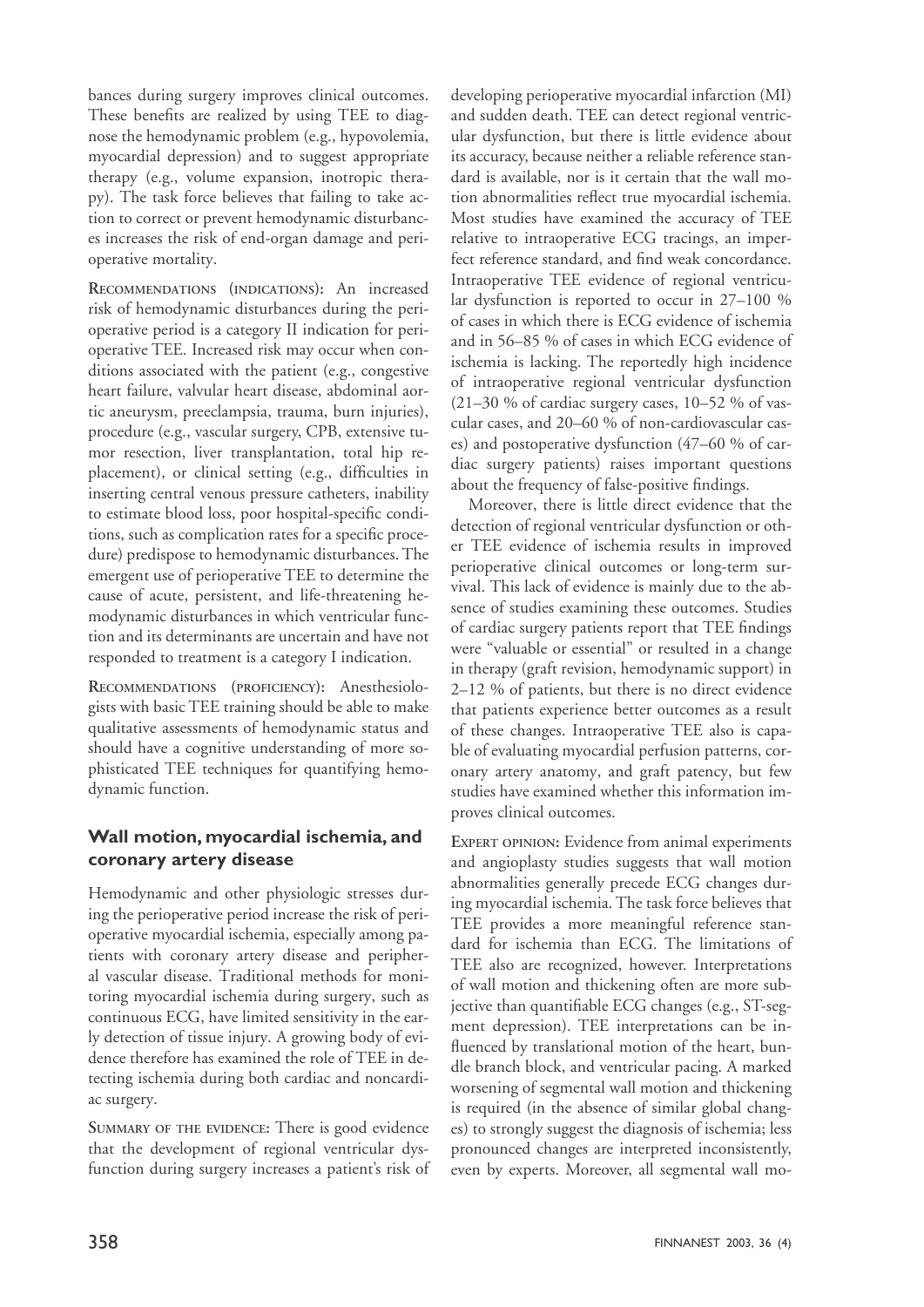bances during surgery improves clinical outcomes. These benefits are realized by using TEE to diagnose the hemodynamic problem (e.g., hypovolemia, myocardial depression) and to suggest appropriate therapy (e.g., volume expansion, inotropic therapy). The task force believes that failing to take action to correct or prevent hemodynamic disturbances increases the risk of end-organ damage and perioperative mortality.

**Recommendations (indications):** An increased risk of hemodynamic disturbances during the perioperative period is a category II indication for perioperative TEE. Increased risk may occur when conditions associated with the patient (e.g., congestive heart failure, valvular heart disease, abdominal aortic aneurysm, preeclampsia, trauma, burn injuries), procedure (e.g., vascular surgery, CPB, extensive tumor resection, liver transplantation, total hip replacement), or clinical setting (e.g., difficulties in inserting central venous pressure catheters, inability to estimate blood loss, poor hospital-specific conditions, such as complication rates for a specific procedure) predispose to hemodynamic disturbances. The emergent use of perioperative TEE to determine the cause of acute, persistent, and life-threatening hemodynamic disturbances in which ventricular function and its determinants are uncertain and have not responded to treatment is a category I indication.

**Recommendations (proficiency):** Anesthesiologists with basic TEE training should be able to make qualitative assessments of hemodynamic status and should have a cognitive understanding of more sophisticated TEE techniques for quantifying hemodynamic function.

### Wall motion, myocardial ischemia, and coronary artery disease

Hemodynamic and other physiologic stresses during the perioperative period increase the risk of perioperative myocardial ischemia, especially among patients with coronary artery disease and peripheral vascular disease. Traditional methods for monitoring myocardial ischemia during surgery, such as continuous ECG, have limited sensitivity in the early detection of tissue injury. A growing body of evidence therefore has examined the role of TEE in detecting ischemia during both cardiac and noncardiac surgery.

**Summary of the evidence:** There is good evidence that the development of regional ventricular dysfunction during surgery increases a patient's risk of developing perioperative myocardial infarction (MI) and sudden death. TEE can detect regional ventricular dysfunction, but there is little evidence about its accuracy, because neither a reliable reference standard is available, nor is it certain that the wall motion abnormalities reflect true myocardial ischemia. Most studies have examined the accuracy of TEE relative to intraoperative ECG tracings, an imperfect reference standard, and find weak concordance. Intraoperative TEE evidence of regional ventricular dysfunction is reported to occur in 27–100 % of cases in which there is ECG evidence of ischemia and in 56–85 % of cases in which ECG evidence of ischemia is lacking. The reportedly high incidence of intraoperative regional ventricular dysfunction (21–30 % of cardiac surgery cases, 10–52 % of vascular cases, and 20–60 % of non-cardiovascular cases) and postoperative dysfunction (47–60 % of cardiac surgery patients) raises important questions about the frequency of false-positive findings.

Moreover, there is little direct evidence that the detection of regional ventricular dysfunction or other TEE evidence of ischemia results in improved perioperative clinical outcomes or long-term survival. This lack of evidence is mainly due to the absence of studies examining these outcomes. Studies of cardiac surgery patients report that TEE findings were "valuable or essential" or resulted in a change in therapy (graft revision, hemodynamic support) in 2–12 % of patients, but there is no direct evidence that patients experience better outcomes as a result of these changes. Intraoperative TEE also is capable of evaluating myocardial perfusion patterns, coronary artery anatomy, and graft patency, but few studies have examined whether this information improves clinical outcomes.

**Expert opinion:** Evidence from animal experiments and angioplasty studies suggests that wall motion abnormalities generally precede ECG changes during myocardial ischemia. The task force believes that TEE provides a more meaningful reference standard for ischemia than ECG. The limitations of TEE also are recognized, however. Interpretations of wall motion and thickening often are more subjective than quantifiable ECG changes (e.g., ST-segment depression). TEE interpretations can be influenced by translational motion of the heart, bundle branch block, and ventricular pacing. A marked worsening of segmental wall motion and thickening is required (in the absence of similar global changes) to strongly suggest the diagnosis of ischemia; less pronounced changes are interpreted inconsistently, even by experts. Moreover, all segmental wall mo-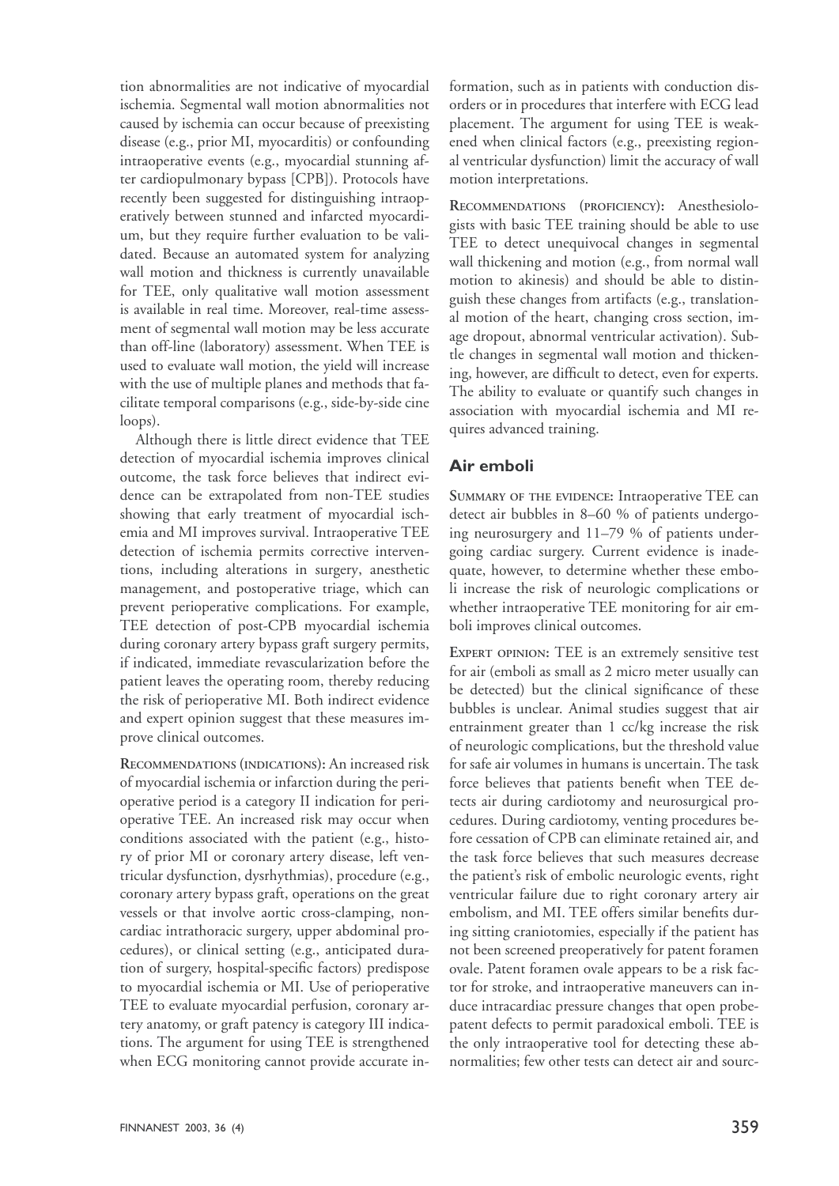tion abnormalities are not indicative of myocardial ischemia. Segmental wall motion abnormalities not caused by ischemia can occur because of preexisting disease (e.g., prior MI, myocarditis) or confounding intraoperative events (e.g., myocardial stunning after cardiopulmonary bypass [CPB]). Protocols have recently been suggested for distinguishing intraoperatively between stunned and infarcted myocardium, but they require further evaluation to be validated. Because an automated system for analyzing wall motion and thickness is currently unavailable for TEE, only qualitative wall motion assessment is available in real time. Moreover, real-time assessment of segmental wall motion may be less accurate than off-line (laboratory) assessment. When TEE is used to evaluate wall motion, the yield will increase with the use of multiple planes and methods that facilitate temporal comparisons (e.g., side-by-side cine loops).

Although there is little direct evidence that TEE detection of myocardial ischemia improves clinical outcome, the task force believes that indirect evidence can be extrapolated from non-TEE studies showing that early treatment of myocardial ischemia and MI improves survival. Intraoperative TEE detection of ischemia permits corrective interventions, including alterations in surgery, anesthetic management, and postoperative triage, which can prevent perioperative complications. For example, TEE detection of post-CPB myocardial ischemia during coronary artery bypass graft surgery permits, if indicated, immediate revascularization before the patient leaves the operating room, thereby reducing the risk of perioperative MI. Both indirect evidence and expert opinion suggest that these measures improve clinical outcomes.

**Recommendations (indications):** An increased risk of myocardial ischemia or infarction during the perioperative period is a category II indication for perioperative TEE. An increased risk may occur when conditions associated with the patient (e.g., history of prior MI or coronary artery disease, left ventricular dysfunction, dysrhythmias), procedure (e.g., coronary artery bypass graft, operations on the great vessels or that involve aortic cross-clamping, noncardiac intrathoracic surgery, upper abdominal procedures), or clinical setting (e.g., anticipated duration of surgery, hospital-specific factors) predispose to myocardial ischemia or MI. Use of perioperative TEE to evaluate myocardial perfusion, coronary artery anatomy, or graft patency is category III indications. The argument for using TEE is strengthened when ECG monitoring cannot provide accurate information, such as in patients with conduction disorders or in procedures that interfere with ECG lead placement. The argument for using TEE is weakened when clinical factors (e.g., preexisting regional ventricular dysfunction) limit the accuracy of wall motion interpretations.

**Recommendations (proficiency):** Anesthesiologists with basic TEE training should be able to use TEE to detect unequivocal changes in segmental wall thickening and motion (e.g., from normal wall motion to akinesis) and should be able to distinguish these changes from artifacts (e.g., translational motion of the heart, changing cross section, image dropout, abnormal ventricular activation). Subtle changes in segmental wall motion and thickening, however, are difficult to detect, even for experts. The ability to evaluate or quantify such changes in association with myocardial ischemia and MI requires advanced training.

## Air emboli

**Summary of the evidence:** Intraoperative TEE can detect air bubbles in 8–60 % of patients undergoing neurosurgery and 11–79 % of patients undergoing cardiac surgery. Current evidence is inadequate, however, to determine whether these emboli increase the risk of neurologic complications or whether intraoperative TEE monitoring for air emboli improves clinical outcomes.

**Expert opinion:** TEE is an extremely sensitive test for air (emboli as small as 2 micro meter usually can be detected) but the clinical significance of these bubbles is unclear. Animal studies suggest that air entrainment greater than 1 cc/kg increase the risk of neurologic complications, but the threshold value for safe air volumes in humans is uncertain. The task force believes that patients benefit when TEE detects air during cardiotomy and neurosurgical procedures. During cardiotomy, venting procedures before cessation of CPB can eliminate retained air, and the task force believes that such measures decrease the patient's risk of embolic neurologic events, right ventricular failure due to right coronary artery air embolism, and MI. TEE offers similar benefits during sitting craniotomies, especially if the patient has not been screened preoperatively for patent foramen ovale. Patent foramen ovale appears to be a risk factor for stroke, and intraoperative maneuvers can induce intracardiac pressure changes that open probe-patent defects to permit paradoxical emboli. TEE is the only intraoperative tool for detecting these abnormalities; few other tests can detect air and sourc-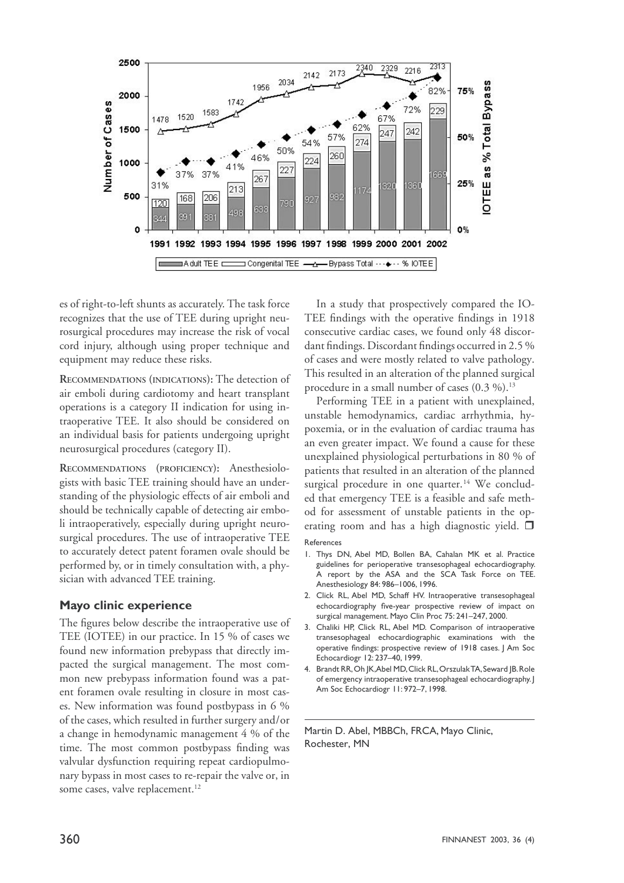2500
2000
1500
1000
500
0

Number of Cases

IOTEE as % Total Bypass

75%
50%
25%
0%

1991 1992 1993 1994 1995 1996 1997 1998 1999 2000 2001 2002

1478 1520 1583 1742 1956 2034 2142 2173 2340 2329 2216 2313

31% 37% 37% 41% 46% 50% 54% 57% 62% 67% 72% 82%

120 168 206 213 267 227 224 260 274 247 242 229

344 391 381 498 638 790 927 982 1174 1320 1360 1669

Adult TEE — Congenital TEE — Bypass Total — % IOTEE

es of right-to-left shunts as accurately. The task force recognizes that the use of TEE during upright neurosurgical procedures may increase the risk of vocal cord injury, although using proper technique and equipment may reduce these risks.

**Recommendations (indications):** The detection of air emboli during cardiotomy and heart transplant operations is a category II indication for using intraoperative TEE. It also should be considered on an individual basis for patients undergoing upright neurosurgical procedures (category II).

**Recommendations (proficiency):** Anesthesiologists with basic TEE training should have an understanding of the physiologic effects of air emboli and should be technically capable of detecting air emboli intraoperatively, especially during upright neurosurgical procedures. The use of intraoperative TEE to accurately detect patent foramen ovale should be performed by, or in timely consultation with, a physician with advanced TEE training.

## Mayo clinic experience

The figures below describe the intraoperative use of TEE (IOTEE) in our practice. In 15 % of cases we found new information prebypass that directly impacted the surgical management. The most common new prebypass information found was a patent foramen ovale resulting in closure in most cases. New information was found postbypass in 6 % of the cases, which resulted in further surgery and/or a change in hemodynamic management 4 % of the time. The most common postbypass finding was valvular dysfunction requiring repeat cardiopulmonary bypass in most cases to re-repair the valve or, in some cases, valve replacement.[12]

In a study that prospectively compared the IOTEE findings with the operative findings in 1918 consecutive cardiac cases, we found only 48 discordant findings. Discordant findings occurred in 2.5 % of cases and were mostly related to valve pathology. This resulted in an alteration of the planned surgical procedure in a small number of cases (0.3 %).[13]

Performing TEE in a patient with unexplained, unstable hemodynamics, cardiac arrhythmia, hypoxemia, or in the evaluation of cardiac trauma has an even greater impact. We found a cause for these unexplained physiological perturbations in 80 % of patients that resulted in an alteration of the planned surgical procedure in one quarter.[14] We concluded that emergency TEE is a feasible and safe method for assessment of unstable patients in the operating room and has a high diagnostic yield. ❐

References

1. Thys DN, Abel MD, Bollen BA, Cahalan MK et al. Practice guidelines for perioperative transesophageal echocardiography. A report by the ASA and the SCA Task Force on TEE. Anesthesiology 84: 986–1006, 1996.
2. Click RL, Abel MD, Schaff HV. Intraoperative transesophageal echocardiography five-year prospective review of impact on surgical management. Mayo Clin Proc 75: 241–247, 2000.
3. Chaliki HP, Click RL, Abel MD. Comparison of intraoperative transesophageal echocardiographic examinations with the operative findings: prospective review of 1918 cases. J Am Soc Echocardiogr 12: 237–40, 1999.
4. Brandt RR, Oh JK, Abel MD, Click RL, Orszulak TA, Seward JB. Role of emergency intraoperative transesophageal echocardiography. J Am Soc Echocardiogr 11: 972–7, 1998.

Martin D. Abel, MBBCh, FRCA, Mayo Clinic, Rochester, MN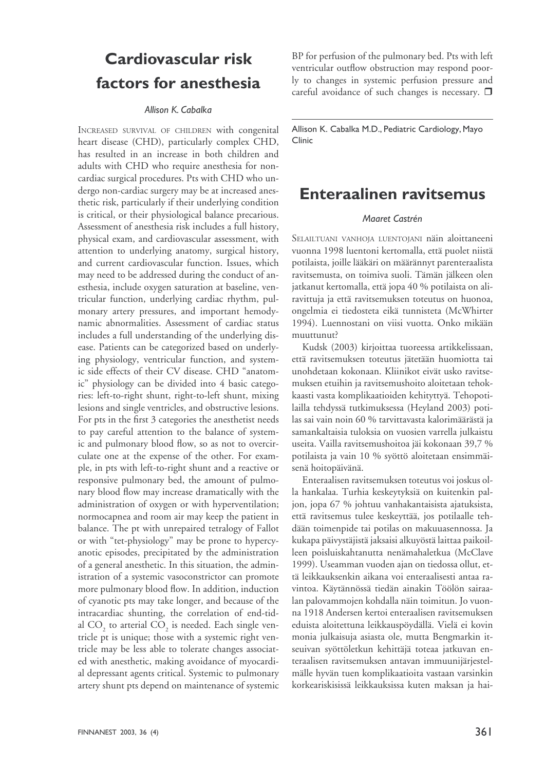# Cardiovascular risk factors for anesthesia

*Allison K. Cabalka*

INCREASED SURVIVAL OF CHILDREN with congenital heart disease (CHD), particularly complex CHD, has resulted in an increase in both children and adults with CHD who require anesthesia for non-cardiac surgical procedures. Pts with CHD who undergo non-cardiac surgery may be at increased anesthetic risk, particularly if their underlying condition is critical, or their physiological balance precarious. Assessment of anesthesia risk includes a full history, physical exam, and cardiovascular assessment, with attention to underlying anatomy, surgical history, and current cardiovascular function. Issues, which may need to be addressed during the conduct of anesthesia, include oxygen saturation at baseline, ventricular function, underlying cardiac rhythm, pulmonary artery pressures, and important hemodynamic abnormalities. Assessment of cardiac status includes a full understanding of the underlying disease. Patients can be categorized based on underlying physiology, ventricular function, and systemic side effects of their CV disease. CHD "anatomic" physiology can be divided into 4 basic categories: left-to-right shunt, right-to-left shunt, mixing lesions and single ventricles, and obstructive lesions. For pts in the first 3 categories the anesthetist needs to pay careful attention to the balance of systemic and pulmonary blood flow, so as not to overcirculate one at the expense of the other. For example, in pts with left-to-right shunt and a reactive or responsive pulmonary bed, the amount of pulmonary blood flow may increase dramatically with the administration of oxygen or with hyperventilation; normocapnea and room air may keep the patient in balance. The pt with unrepaired tetralogy of Fallot or with "tet-physiology" may be prone to hypercyanotic episodes, precipitated by the administration of a general anesthetic. In this situation, the administration of a systemic vasoconstrictor can promote more pulmonary blood flow. In addition, induction of cyanotic pts may take longer, and because of the intracardiac shunting, the correlation of end-tidal $CO_2$ to arterial $CO_2$ is needed. Each single ventricle pt is unique; those with a systemic right ventricle may be less able to tolerate changes associated with anesthetic, making avoidance of myocardial depressant agents critical. Systemic to pulmonary artery shunt pts depend on maintenance of systemic BP for perfusion of the pulmonary bed. Pts with left ventricular outflow obstruction may respond poorly to changes in systemic perfusion pressure and careful avoidance of such changes is necessary. ❒

Allison K. Cabalka M.D., Pediatric Cardiology, Mayo Clinic

# Enteraalinen ravitsemus

*Maaret Castrén*

SELAILTUANI VANHOJA LUENTOJANI näin aloittaneeni vuonna 1998 luentoni kertomalla, että puolet niistä potilaista, joille lääkäri on määrännyt parenteraalista ravitsemusta, on toimiva suoli. Tämän jälkeen olen jatkanut kertomalla, että jopa 40 % potilaista on aliravittuja ja että ravitsemuksen toteutus on huonoa, ongelmia ei tiedosteta eikä tunnisteta (McWhirter 1994). Luennostani on viisi vuotta. Onko mikään muuttunut?

Kudsk (2003) kirjoittaa tuoreessa artikkelissaan, että ravitsemuksen toteutus jätetään huomiotta tai unohdetaan kokonaan. Kliinikot eivät usko ravitsemuksen etuihin ja ravitsemushoito aloitetaan tehokkaasti vasta komplikaatioiden kehityttyä. Tehopotilailla tehdyssä tutkimuksessa (Heyland 2003) potilas sai vain noin 60 % tarvittavasta kalorimäärästä ja samankaltaisia tuloksia on vuosien varrella julkaistu useita. Vailla ravitsemushoitoa jäi kokonaan 39,7 % potilaista ja vain 10 % syöttö aloitetaan ensimmäisenä hoitopäivänä.

Enteraalisen ravitsemuksen toteutus voi joskus olla hankalaa. Turhia keskeytyksiä on kuitenkin paljon, jopa 67 % johtuu vanhakantaisista ajatuksista, että ravitsemus tulee keskeyttää, jos potilaalle tehdään toimenpide tai potilas on makuuasennossa. Ja kukapa päivystäjistä jaksaisi alkuyöstä laittaa paikoilleen poisluiskahtanutta nenämahaletkua (McClave 1999). Useamman vuoden ajan on tiedossa ollut, että leikkauksenkin aikana voi enteraalisesti antaa ravintoa. Käytännössä tiedän ainakin Töölön sairaalan palovammojen kohdalla näin toimitun. Jo vuonna 1918 Andersen kertoi enteraalisen ravitsemuksen eduista aloitettuna leikkauspöydällä. Vielä ei kovin monia julkaisuja asiasta ole, mutta Bengmarkin itseivan syöttöletkun kehittäjä toteaa jatkuvan enteraalisen ravitsemuksen antavan immuunijärjestelmälle hyvän tuen komplikaatioita vastaan varsinkin korkeariskisissä leikkauksissa kuten maksan ja hai-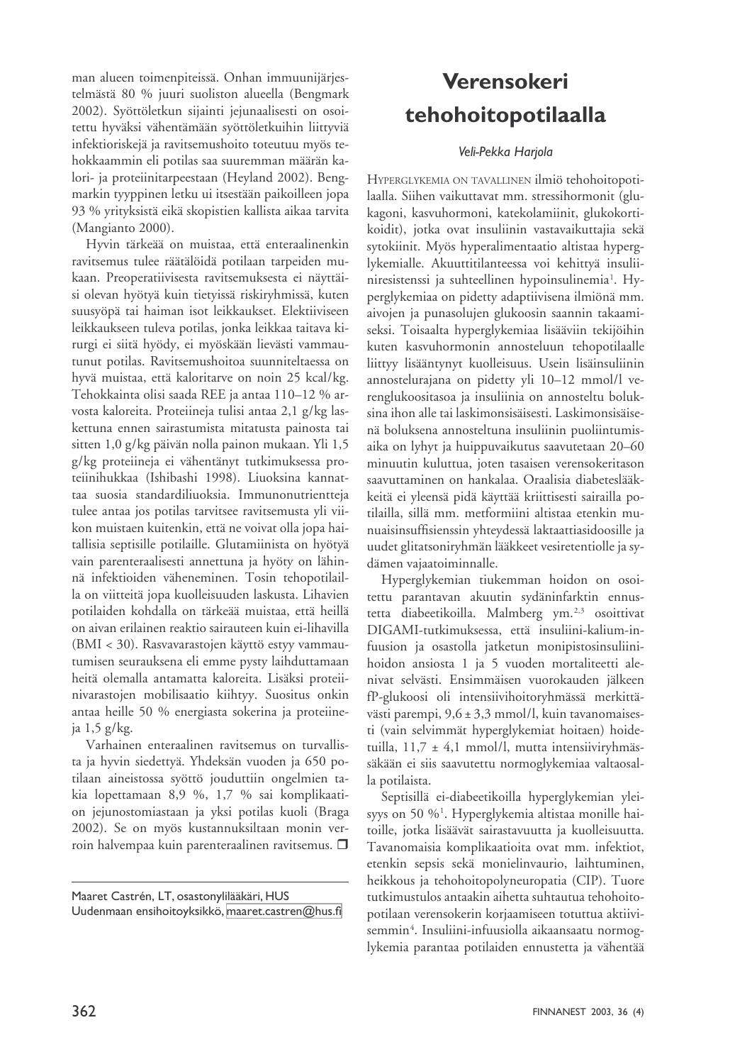man alueen toimenpiteissä. Onhan immuunijärjestelmästä 80 % juuri suoliston alueella (Bengmark 2002). Syöttöletkun sijainti jejunaalisesti on osoitettu hyväksi vähentämään syöttöletkuihin liittyviä infektioriskejä ja ravitsemushoito toteutuu myös tehokkaammin eli potilas saa suuremman määrän kalori- ja proteiinitarpeestaan (Heyland 2002). Bengmarkin tyyppinen letku ui itsestään paikoilleen jopa 93 % yrityksistä eikä skopistien kallista aikaa tarvita (Mangianto 2000).

Hyvin tärkeää on muistaa, että enteraalinenkin ravitsemus tulee räätälöidä potilaan tarpeiden mukaan. Preoperatiivisesta ravitsemuksesta ei näyttäisi olevan hyötyä kuin tietyissä riskiryhmissä, kuten suusyöpä tai haiman isot leikkaukset. Elektiiviseen leikkaukseen tuleva potilas, jonka leikkaa taitava kirurgi ei siitä hyödy, ei myöskään lievästi vammautunut potilas. Ravitsemushoitoa suunniteltaessa on hyvä muistaa, että kaloritarve on noin 25 kcal/kg. Tehokkainta olisi saada REE ja antaa 110–12 % arvosta kaloreita. Proteiineja tulisi antaa 2,1 g/kg laskettuna ennen sairastumista mitatusta painosta tai sitten 1,0 g/kg päivän nolla painon mukaan. Yli 1,5 g/kg proteiineja ei vähentänyt tutkimuksessa proteiinihukkaa (Ishibashi 1998). Liuoksina kannattaa suosia standardiliuoksia. Immunonutrientteja tulee antaa jos potilas tarvitsee ravitsemusta yli viikon muistaen kuitenkin, että ne voivat olla jopa haitallisia septisille potilaille. Glutamiinista on hyötyä vain parenteraalisesti annettuna ja hyöty on lähinnä infektioiden väheneminen. Tosin tehopotilailla on viitteitä jopa kuolleisuuden laskusta. Lihavien potilaiden kohdalla on tärkeää muistaa, että heillä on aivan erilainen reaktio sairauteen kuin ei-lihavilla (BMI < 30). Rasvavarastojen käyttö estyy vammautumisen seurauksena eli emme pysty laihduttamaan heitä olemalla antamatta kaloreita. Lisäksi proteiinivarastojen mobilisaatio kiihtyy. Suositus onkin antaa heille 50 % energiasta sokerina ja proteiineja 1,5 g/kg.

Varhainen enteraalinen ravitsemus on turvallista ja hyvin siedettyä. Yhdeksän vuoden ja 650 potilaan aineistossa syöttö jouduttiin ongelmien takia lopettamaan 8,9 %, 1,7 % sai komplikaation jejunostomiastaan ja yksi potilas kuoli (Braga 2002). Se on myös kustannuksiltaan monin verroin halvempaa kuin parenteraalinen ravitsemus. ❐

Maaret Castrén, LT, osastonylilääkäri, HUS
Uudenmaan ensihoitoyksikkö, maaret.castren@hus.fi

# Verensokeri tehohoitopotilaalla

*Veli-Pekka Harjola*

HYPERGLYKEMIA ON TAVALLINEN ilmiö tehohoitopotilaalla. Siihen vaikuttavat mm. stressihormonit (glukagoni, kasvuhormoni, katekolamiinit, glukokortikoidit), jotka ovat insuliinin vastavaikuttajia sekä sytokiinit. Myös hyperalimentaatio altistaa hyperglykemialle. Akuuttitilanteessa voi kehittyä insuliiniresistenssi ja suhteellinen hypoinsulinemia[1]. Hyperglykemiaa on pidetty adaptiivisena ilmiönä mm. aivojen ja punasolujen glukoosin saannin takaamiseksi. Toisaalta hyperglykemiaa lisääviin tekijöihin kuten kasvuhormonin annosteluun tehopotilaalle liittyy lisääntynyt kuolleisuus. Usein lisäinsuliinin annostelurajana on pidetty yli 10–12 mmol/l verenglukoositasoa ja insuliinia on annosteltu boluksina ihon alle tai laskimonsisäisesti. Laskimonsisäisenä boluksena annosteltuna insuliinin puoliintumisaika on lyhyt ja huippuvaikutus saavutetaan 20–60 minuutin kuluttua, joten tasaisen verensokeritason saavuttaminen on hankalaa. Oraalisia diabeteslääkkeitä ei yleensä pidä käyttää kriittisesti sairailla potilailla, sillä mm. metformiini altistaa etenkin munuaisinsuffisienssin yhteydessä laktaattiasidoosille ja uudet glitatsoniryhmän lääkkeet vesiretentiolle ja sydämen vajaatoiminnalle.

Hyperglykemian tiukemman hoidon on osoitettu parantavan akuutin sydäninfarktin ennustetta diabeetikoilla. Malmberg ym.[2,3] osoittivat DIGAMI-tutkimuksessa, että insuliini-kalium-infuusion ja osastolla jatketun monipistosinsuliinihoidon ansiosta 1 ja 5 vuoden mortaliteetti alenivat selvästi. Ensimmäisen vuorokauden jälkeen fP-glukoosi oli intensiivihoitoryhmässä merkittävästi parempi, 9,6 ± 3,3 mmol/l, kuin tavanomaisesti (vain selvimmät hyperglykemiat hoitaen) hoidetuilla, 11,7 ± 4,1 mmol/l, mutta intensiiviryhmässäkään ei siis saavutettu normoglykemiaa valtaosalla potilaista.

Septisillä ei-diabeetikoilla hyperglykemian yleisyys on 50 %[1]. Hyperglykemia altistaa monille haitoille, jotka lisäävät sairastavuutta ja kuolleisuutta. Tavanomaisia komplikaatioita ovat mm. infektiot, etenkin sepsis sekä monielinvaurio, laihtuminen, heikkous ja tehohoitopolyneuropatia (CIP). Tuore tutkimustulos antaakin aihetta suhtautua tehohoitopotilaan verensokerin korjaamiseen totuttua aktiivisemmin[4]. Insuliini-infuusiolla aikaansaatu normoglykemia parantaa potilaiden ennustetta ja vähentää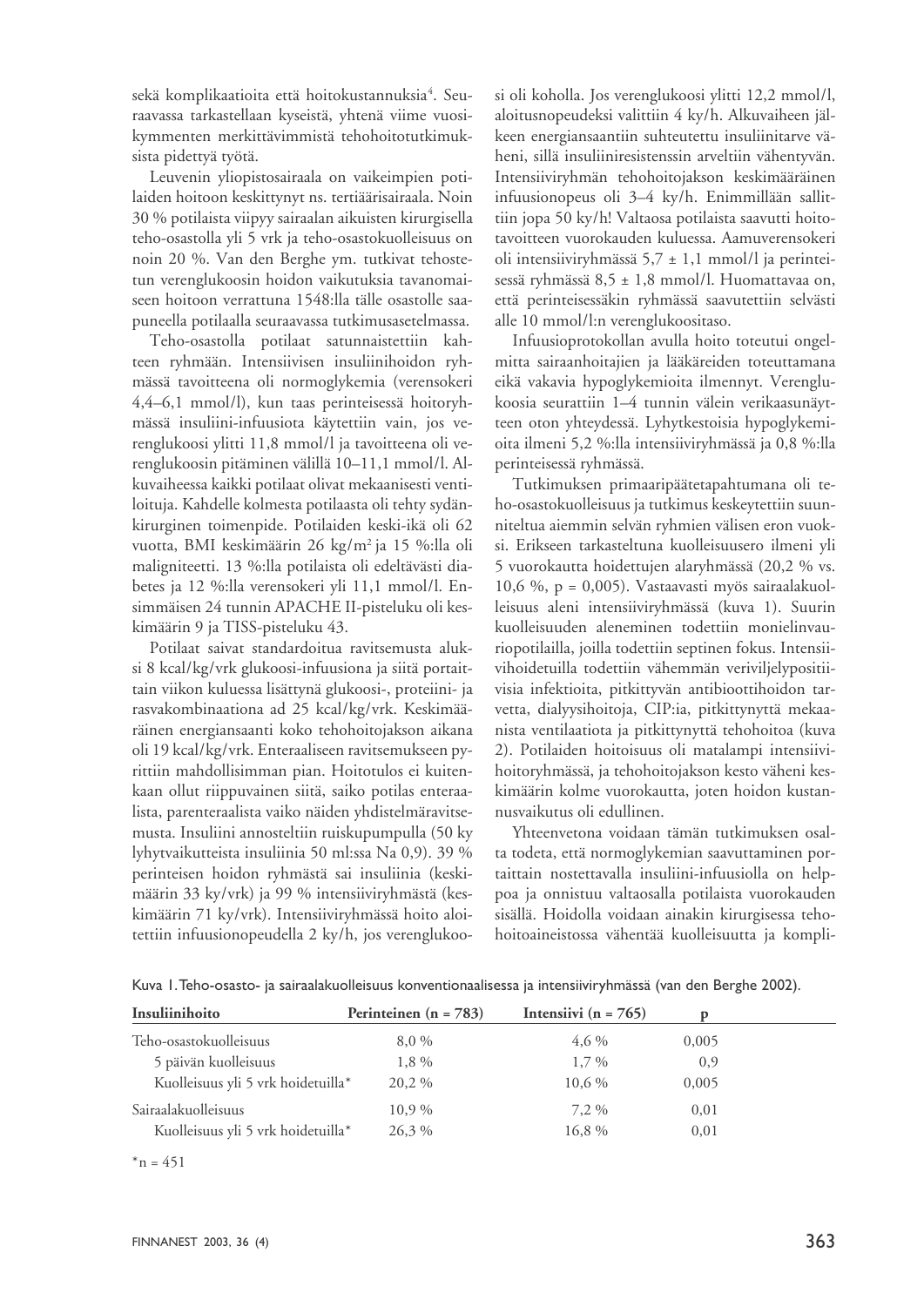sekä komplikaatioita että hoitokustannuksia[4]. Seuraavassa tarkastellaan kyseistä, yhtenä viime vuosikymmenten merkittävimmistä tehohoitotutkimuksista pidettyä työtä.

Leuvenin yliopistosairaala on vaikeimpien potilaiden hoitoon keskittynyt ns. tertiäärisairaala. Noin 30 % potilaista viipyy sairaalan aikuisten kirurgisella teho-osastolla yli 5 vrk ja teho-osastokuolleisuus on noin 20 %. Van den Berghe ym. tutkivat tehostetun verenglukoosin hoidon vaikutuksia tavanomaiseen hoitoon verrattuna 1548:lla tälle osastolle saapuneella potilaalla seuraavassa tutkimusasetelmassa.

Teho-osastolla potilaat satunnaistettiin kahteen ryhmään. Intensiivisen insuliinihoidon ryhmässä tavoitteena oli normoglykemia (verensokeri 4,4–6,1 mmol/l), kun taas perinteisessä hoitoryhmässä insuliini-infuusiota käytettiin vain, jos verenglukoosi ylitti 11,8 mmol/l ja tavoitteena oli verenglukoosin pitäminen välillä 10–11,1 mmol/l. Alkuvaiheessa kaikki potilaat olivat mekaanisesti ventiloituja. Kahdelle kolmesta potilaasta oli tehty sydänkirurginen toimenpide. Potilaiden keski-ikä oli 62 vuotta, BMI keskimäärin 26 kg/m$^2$ ja 15 %:lla oli maligniteetti. 13 %:lla potilaista oli edeltävästi diabetes ja 12 %:lla verensokeri yli 11,1 mmol/l. Ensimmäisen 24 tunnin APACHE II-pisteluku oli keskimäärin 9 ja TISS-pisteluku 43.

Potilaat saivat standardoitua ravitsemusta aluksi 8 kcal/kg/vrk glukoosi-infuusiona ja siitä portaittain viikon kuluessa lisättynä glukoosi-, proteiini- ja rasvakombinaationa ad 25 kcal/kg/vrk. Keskimääräinen energiansaanti koko tehohoitojakson aikana oli 19 kcal/kg/vrk. Enteraaliseen ravitsemukseen pyrittiin mahdollisimman pian. Hoitotulos ei kuitenkaan ollut riippuvainen siitä, saiko potilas enteraalista, parenteraalista vaiko näiden yhdistelmäravitsemusta. Insuliini annosteltiin ruiskupumpulla (50 ky lyhytvaikutteista insuliinia 50 ml:ssa Na 0,9). 39 % perinteisen hoidon ryhmästä sai insuliinia (keskimäärin 33 ky/vrk) ja 99 % intensiiviryhmästä (keskimäärin 71 ky/vrk). Intensiiviryhmässä hoito aloitettiin infuusionopeudella 2 ky/h, jos verenglukoosi oli koholla. Jos verenglukoosi ylitti 12,2 mmol/l, aloitusnopeudeksi valittiin 4 ky/h. Alkuvaiheen jälkeen energiansaantiin suhteutettu insuliinitarve väheni, sillä insuliiniresistenssin arveltiin vähentyvän. Intensiiviryhmän tehohoitojakson keskimääräinen infuusionopeus oli 3–4 ky/h. Enimmillään sallittiin jopa 50 ky/h! Valtaosa potilaista saavutti hoitotavoitteen vuorokauden kuluessa. Aamuverensokeri oli intensiiviryhmässä 5,7 ± 1,1 mmol/l ja perinteisessä ryhmässä 8,5 ± 1,8 mmol/l. Huomattavaa on, että perinteisessäkin ryhmässä saavutettiin selvästi alle 10 mmol/l:n verenglukoositaso.

Infuusioprotokollan avulla hoito toteutui ongelmitta sairaanhoitajien ja lääkäreiden toteuttamana eikä vakavia hypoglykemioita ilmennyt. Verenglukoosia seurattiin 1–4 tunnin välein verikaasunäytteen oton yhteydessä. Lyhytkestoisia hypoglykemioita ilmeni 5,2 %:lla intensiiviryhmässä ja 0,8 %:lla perinteisessä ryhmässä.

Tutkimuksen primaaripäätetapahtumana oli teho-osastokuolleisuus ja tutkimus keskeytettiin suunniteltua aiemmin selvän ryhmien välisen eron vuoksi. Erikseen tarkasteltuna kuolleisuusero ilmeni yli 5 vuorokautta hoidettujen alaryhmässä (20,2 % vs. 10,6 %, p = 0,005). Vastaavasti myös sairaalakuolleisuus aleni intensiiviryhmässä (kuva 1). Suurin kuolleisuuden aleneminen todettiin monielinvauriopotilailla, joilla todettiin septinen fokus. Intensiivihoidetuilla todettiin vähemmän veriviljelypositiivisia infektioita, pitkittyvän antibioottihoidon tarvetta, dialyysihoitoja, CIP:ia, pitkittynyttä mekaanista ventilaatiota ja pitkittynyttä tehohoitoa (kuva 2). Potilaiden hoitoisuus oli matalampi intensiivihoitoryhmässä, ja tehohoitojakson kesto väheni keskimäärin kolme vuorokautta, joten hoidon kustannusvaikutus oli edullinen.

Yhteenvetona voidaan tämän tutkimuksen osalta todeta, että normoglykemian saavuttaminen portaittain nostettavalla insuliini-infuusiolla on helppoa ja onnistuu valtaosalla potilaista vuorokauden sisällä. Hoidolla voidaan ainakin kirurgisessa tehohoitoaineistossa vähentää kuolleisuutta ja kompli-

Kuva 1. Teho-osasto- ja sairaalakuolleisuus konventionaalisessa ja intensiiviryhmässä (van den Berghe 2002).

| **Insuliinihoito** | **Perinteinen (n = 783)** | **Intensiivi (n = 765)** | **p** |
|---|---|---|---|
| Teho-osastokuolleisuus | 8,0 % | 4,6 % | 0,005 |
| 5 päivän kuolleisuus | 1,8 % | 1,7 % | 0,9 |
| Kuolleisuus yli 5 vrk hoidetuilla* | 20,2 % | 10,6 % | 0,005 |
| Sairaalakuolleisuus | 10,9 % | 7,2 % | 0,01 |
| Kuolleisuus yli 5 vrk hoidetuilla* | 26,3 % | 16,8 % | 0,01 |

*n = 451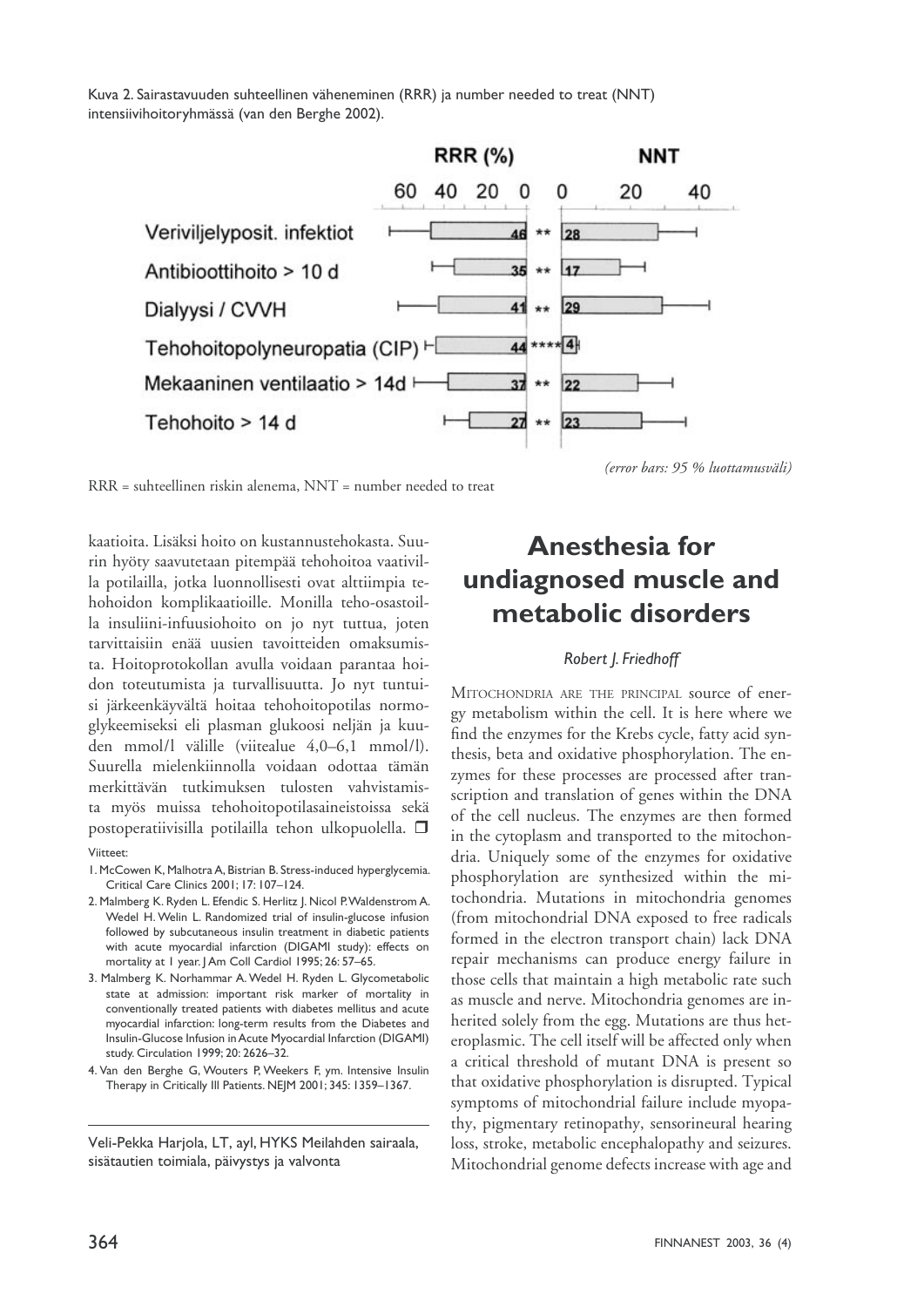Kuva 2. Sairastavuuden suhteellinen väheneminen (RRR) ja number needed to treat (NNT) intensiivihoitoryhmässä (van den Berghe 2002).

RRR (%)

NNT

60 40 20 0

0 20 40

Veriviljelyposit. infektiot 46 ** 28

Antibioottihoito > 10 d 35 ** 17

Dialyysi / CVVH 41 ** 29

Tehohoitopolyneuropatia (CIP) 44 **** 4

Mekaaninen ventilaatio > 14d 37 ** 22

Tehohoito > 14 d 27 ** 23

*(error bars: 95 % luottamusväli)*

RRR = suhteellinen riskin alenema, NNT = number needed to treat

kaatioita. Lisäksi hoito on kustannustehokasta. Suurin hyöty saavutetaan pitempää tehohoitoa vaativilla potilailla, jotka luonnollisesti ovat alttiimpia tehohoidon komplikaatioille. Monilla teho-osastoilla insuliini-infuusiohoito on jo nyt tuttua, joten tarvittaisiin enää uusien tavoitteiden omaksumista. Hoitoprotokollan avulla voidaan parantaa hoidon toteutumista ja turvallisuutta. Jo nyt tuntuisi järkeenkäyvältä hoitaa tehohoitopotilas normoglykeemiseksi eli plasman glukoosi neljän ja kuuden mmol/l välille (viitealue 4,0–6,1 mmol/l). Suurella mielenkiinnolla voidaan odottaa tämän merkittävän tutkimuksen tulosten vahvistamista myös muissa tehohoitopotilasaineistoissa sekä postoperatiivisilla potilailla tehon ulkopuolella. ❐

Viitteet:

1. McCowen K, Malhotra A, Bistrian B. Stress-induced hyperglycemia. Critical Care Clinics 2001; 17: 107–124.
2. Malmberg K. Ryden L. Efendic S. Herlitz J. Nicol P. Waldenstrom A. Wedel H. Welin L. Randomized trial of insulin-glucose infusion followed by subcutaneous insulin treatment in diabetic patients with acute myocardial infarction (DIGAMI study): effects on mortality at 1 year. J Am Coll Cardiol 1995; 26: 57–65.
3. Malmberg K. Norhammar A. Wedel H. Ryden L. Glycometabolic state at admission: important risk marker of mortality in conventionally treated patients with diabetes mellitus and acute myocardial infarction: long-term results from the Diabetes and Insulin-Glucose Infusion in Acute Myocardial Infarction (DIGAMI) study. Circulation 1999; 20: 2626–32.
4. Van den Berghe G, Wouters P, Weekers F, ym. Intensive Insulin Therapy in Critically Ill Patients. NEJM 2001; 345: 1359–1367.

Veli-Pekka Harjola, LT, ayl, HYKS Meilahden sairaala, sisätautien toimiala, päivystys ja valvonta

# Anesthesia for undiagnosed muscle and metabolic disorders

*Robert J. Friedhoff*

MITOCHONDRIA ARE THE PRINCIPAL source of energy metabolism within the cell. It is here where we find the enzymes for the Krebs cycle, fatty acid synthesis, beta and oxidative phosphorylation. The enzymes for these processes are processed after transcription and translation of genes within the DNA of the cell nucleus. The enzymes are then formed in the cytoplasm and transported to the mitochondria. Uniquely some of the enzymes for oxidative phosphorylation are synthesized within the mitochondria. Mutations in mitochondria genomes (from mitochondrial DNA exposed to free radicals formed in the electron transport chain) lack DNA repair mechanisms can produce energy failure in those cells that maintain a high metabolic rate such as muscle and nerve. Mitochondria genomes are inherited solely from the egg. Mutations are thus heteroplasmic. The cell itself will be affected only when a critical threshold of mutant DNA is present so that oxidative phosphorylation is disrupted. Typical symptoms of mitochondrial failure include myopathy, pigmentary retinopathy, sensorineural hearing loss, stroke, metabolic encephalopathy and seizures. Mitochondrial genome defects increase with age and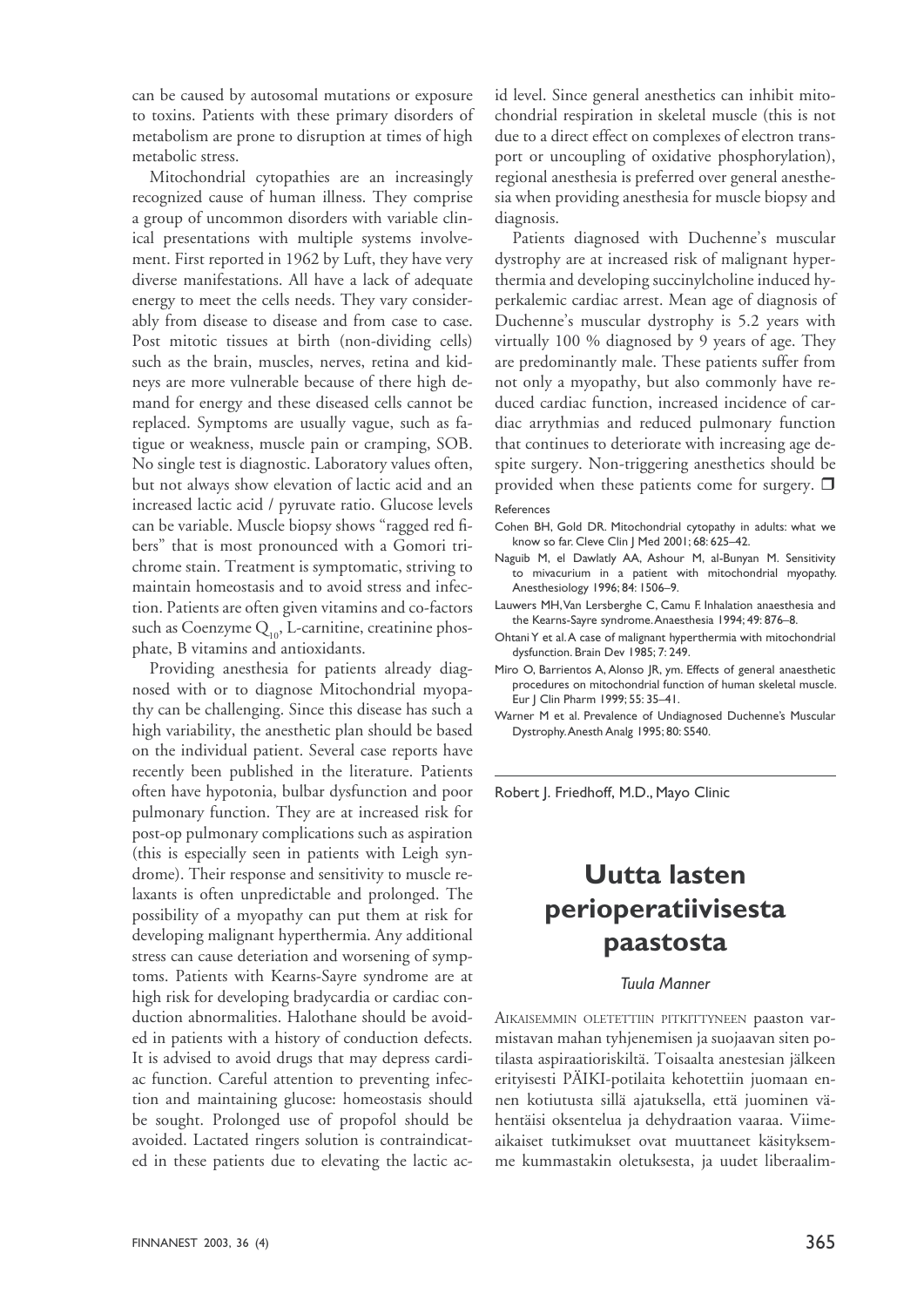can be caused by autosomal mutations or exposure to toxins. Patients with these primary disorders of metabolism are prone to disruption at times of high metabolic stress.

Mitochondrial cytopathies are an increasingly recognized cause of human illness. They comprise a group of uncommon disorders with variable clinical presentations with multiple systems involvement. First reported in 1962 by Luft, they have very diverse manifestations. All have a lack of adequate energy to meet the cells needs. They vary considerably from disease to disease and from case to case. Post mitotic tissues at birth (non-dividing cells) such as the brain, muscles, nerves, retina and kidneys are more vulnerable because of there high demand for energy and these diseased cells cannot be replaced. Symptoms are usually vague, such as fatigue or weakness, muscle pain or cramping, SOB. No single test is diagnostic. Laboratory values often, but not always show elevation of lactic acid and an increased lactic acid / pyruvate ratio. Glucose levels can be variable. Muscle biopsy shows "ragged red fibers" that is most pronounced with a Gomori trichrome stain. Treatment is symptomatic, striving to maintain homeostasis and to avoid stress and infection. Patients are often given vitamins and co-factors such as Coenzyme $Q_{10}$, L-carnitine, creatinine phosphate, B vitamins and antioxidants.

Providing anesthesia for patients already diagnosed with or to diagnose Mitochondrial myopathy can be challenging. Since this disease has such a high variability, the anesthetic plan should be based on the individual patient. Several case reports have recently been published in the literature. Patients often have hypotonia, bulbar dysfunction and poor pulmonary function. They are at increased risk for post-op pulmonary complications such as aspiration (this is especially seen in patients with Leigh syndrome). Their response and sensitivity to muscle relaxants is often unpredictable and prolonged. The possibility of a myopathy can put them at risk for developing malignant hyperthermia. Any additional stress can cause deteriation and worsening of symptoms. Patients with Kearns-Sayre syndrome are at high risk for developing bradycardia or cardiac conduction abnormalities. Halothane should be avoided in patients with a history of conduction defects. It is advised to avoid drugs that may depress cardiac function. Careful attention to preventing infection and maintaining glucose: homeostasis should be sought. Prolonged use of propofol should be avoided. Lactated ringers solution is contraindicated in these patients due to elevating the lactic acid level. Since general anesthetics can inhibit mitochondrial respiration in skeletal muscle (this is not due to a direct effect on complexes of electron transport or uncoupling of oxidative phosphorylation), regional anesthesia is preferred over general anesthesia when providing anesthesia for muscle biopsy and diagnosis.

Patients diagnosed with Duchenne's muscular dystrophy are at increased risk of malignant hyperthermia and developing succinylcholine induced hyperkalemic cardiac arrest. Mean age of diagnosis of Duchenne's muscular dystrophy is 5.2 years with virtually 100 % diagnosed by 9 years of age. They are predominantly male. These patients suffer from not only a myopathy, but also commonly have reduced cardiac function, increased incidence of cardiac arrythmias and reduced pulmonary function that continues to deteriorate with increasing age despite surgery. Non-triggering anesthetics should be provided when these patients come for surgery. ❐

References

- Cohen BH, Gold DR. Mitochondrial cytopathy in adults: what we know so far. Cleve Clin J Med 2001; 68: 625–42.
- Naguib M, el Dawlatly AA, Ashour M, al-Bunyan M. Sensitivity to mivacurium in a patient with mitochondrial myopathy. Anesthesiology 1996; 84: 1506–9.
- Lauwers MH, Van Lersberghe C, Camu F. Inhalation anaesthesia and the Kearns-Sayre syndrome. Anaesthesia 1994; 49: 876–8.
- Ohtani Y et al. A case of malignant hyperthermia with mitochondrial dysfunction. Brain Dev 1985; 7: 249.
- Miro O, Barrientos A, Alonso JR, ym. Effects of general anaesthetic procedures on mitochondrial function of human skeletal muscle. Eur J Clin Pharm 1999; 55: 35–41.
- Warner M et al. Prevalence of Undiagnosed Duchenne's Muscular Dystrophy. Anesth Analg 1995; 80: S540.

Robert J. Friedhoff, M.D., Mayo Clinic

# Uutta lasten perioperatiivisesta paastosta

*Tuula Manner*

AIKAISEMMIN OLETETTIIN PITKITTYNEEN paaston varmistavan mahan tyhjenemisen ja suojaavan siten potilasta aspiraatioriskiltä. Toisaalta anestesian jälkeen erityisesti PÄIKI-potilaita kehotettiin juomaan ennen kotiutusta sillä ajatuksella, että juominen vähentäisi oksentelua ja dehydraation vaaraa. Viimeaikaiset tutkimukset ovat muuttaneet käsityksemme kummastakin oletuksesta, ja uudet liberaalim-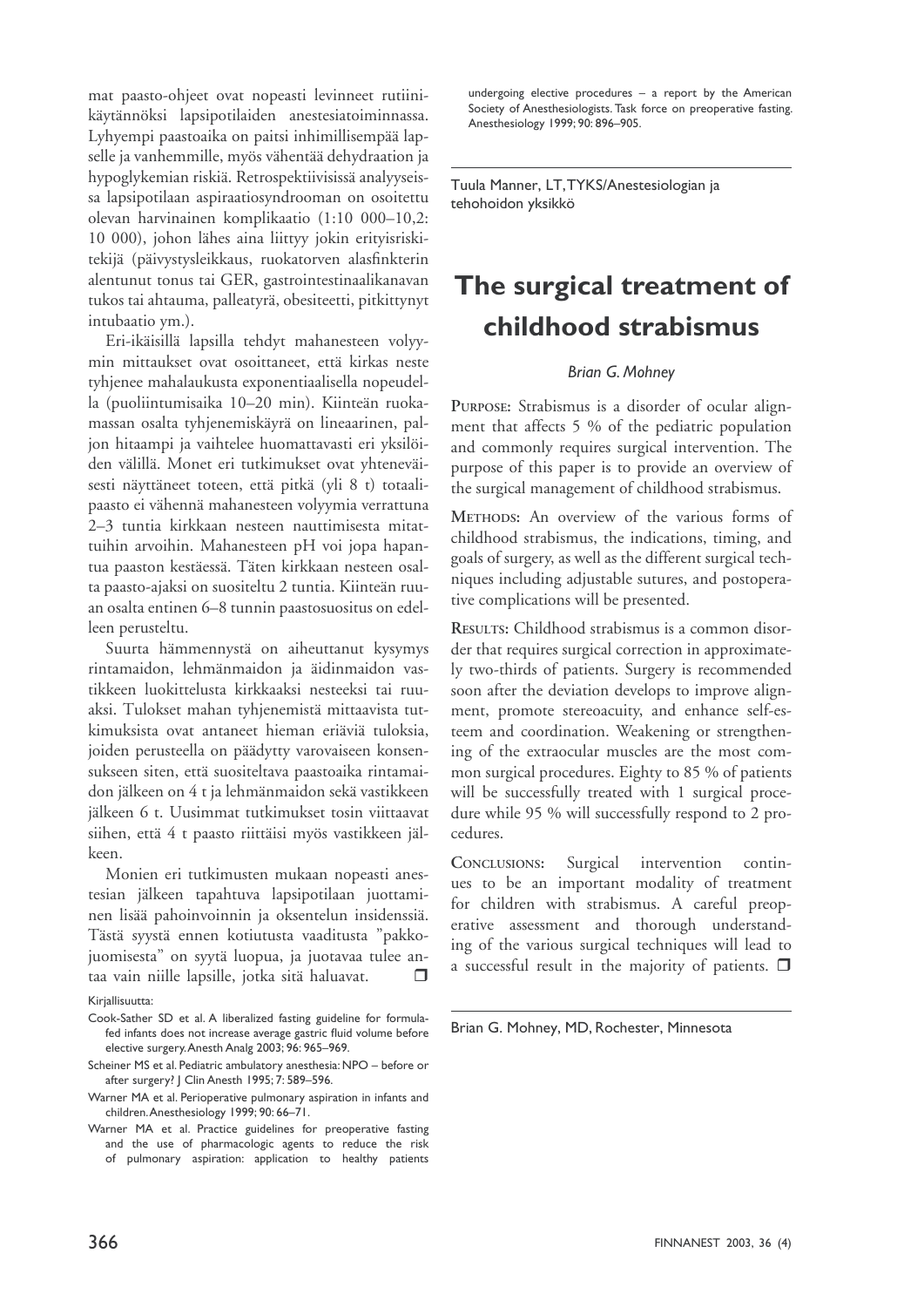mat paasto-ohjeet ovat nopeasti levinneet rutiinikäytännöksi lapsipotilaiden anestesiatoiminnassa. Lyhyempi paastoaika on paitsi inhimillisempää lapselle ja vanhemmille, myös vähentää dehydraation ja hypoglykemian riskiä. Retrospektiivisissä analyyseissa lapsipotilaan aspiraatiosyndrooman on osoitettu olevan harvinainen komplikaatio (1:10 000–10,2: 10 000), johon lähes aina liittyy jokin erityisriskitekijä (päivystysleikkaus, ruokatorven alasfinkterin alentunut tonus tai GER, gastrointestinaalikanavan tukos tai ahtauma, palleatyrä, obesiteetti, pitkittynyt intubaatio ym.).

Eri-ikäisillä lapsilla tehdyt mahanesteen volyymin mittaukset ovat osoittaneet, että kirkas neste tyhjenee mahalaukusta exponentiaalisella nopeudella (puoliintumisaika 10–20 min). Kiinteän ruokamassan osalta tyhjenemiskäyrä on lineaarinen, paljon hitaampi ja vaihtelee huomattavasti eri yksilöiden välillä. Monet eri tutkimukset ovat yhteneväisesti näyttäneet toteen, että pitkä (yli 8 t) totaalipaasto ei vähennä mahanesteen volyymia verrattuna 2–3 tuntia kirkkaan nesteen nauttimisesta mitattuihin arvoihin. Mahanesteen pH voi jopa hapantua paaston kestäessä. Täten kirkkaan nesteen osalta paasto-ajaksi on suositeltu 2 tuntia. Kiinteän ruuan osalta entinen 6–8 tunnin paastosuositus on edelleen perusteltu.

Suurta hämmennystä on aiheuttanut kysymys rintamaidon, lehmänmaidon ja äidinmaidon vastikkeen luokittelusta kirkkaaksi nesteeksi tai ruuaksi. Tulokset mahan tyhjenemistä mittaavista tutkimuksista ovat antaneet hieman eriäviä tuloksia, joiden perusteella on päädytty varovaiseen konsensukseen siten, että suositeltava paastoaika rintamaidon jälkeen on 4 t ja lehmänmaidon sekä vastikkeen jälkeen 6 t. Uusimmat tutkimukset tosin viittaavat siihen, että 4 t paasto riittäisi myös vastikkeen jälkeen.

Monien eri tutkimusten mukaan nopeasti anestesian jälkeen tapahtuva lapsipotilaan juottaminen lisää pahoinvoinnin ja oksentelun insidenssiä. Tästä syystä ennen kotiutusta vaadittusta "pakkojuomisesta" on syytä luopua, ja juotavaa tulee antaa vain niille lapsille, jotka sitä haluavat. ❐

Kirjallisuutta:

Cook-Sather SD et al. A liberalized fasting guideline for formula-fed infants does not increase average gastric fluid volume before elective surgery. Anesth Analg 2003; 96: 965–969.

Scheiner MS et al. Pediatric ambulatory anesthesia: NPO – before or after surgery? J Clin Anesth 1995; 7: 589–596.

Warner MA et al. Perioperative pulmonary aspiration in infants and children. Anesthesiology 1999; 90: 66–71.

Warner MA et al. Practice guidelines for preoperative fasting and the use of pharmacologic agents to reduce the risk of pulmonary aspiration: application to healthy patients undergoing elective procedures – a report by the American Society of Anesthesiologists. Task force on preoperative fasting. Anesthesiology 1999; 90: 896–905.

Tuula Manner, LT, TYKS/Anestesiologian ja tehohoidon yksikkö

# The surgical treatment of childhood strabismus

*Brian G. Mohney*

**Purpose:** Strabismus is a disorder of ocular alignment that affects 5 % of the pediatric population and commonly requires surgical intervention. The purpose of this paper is to provide an overview of the surgical management of childhood strabismus.

**Methods:** An overview of the various forms of childhood strabismus, the indications, timing, and goals of surgery, as well as the different surgical techniques including adjustable sutures, and postoperative complications will be presented.

**Results:** Childhood strabismus is a common disorder that requires surgical correction in approximately two-thirds of patients. Surgery is recommended soon after the deviation develops to improve alignment, promote stereoacuity, and enhance self-esteem and coordination. Weakening or strengthening of the extraocular muscles are the most common surgical procedures. Eighty to 85 % of patients will be successfully treated with 1 surgical procedure while 95 % will successfully respond to 2 procedures.

**Conclusions:** Surgical intervention continues to be an important modality of treatment for children with strabismus. A careful preoperative assessment and thorough understanding of the various surgical techniques will lead to a successful result in the majority of patients. ❐

Brian G. Mohney, MD, Rochester, Minnesota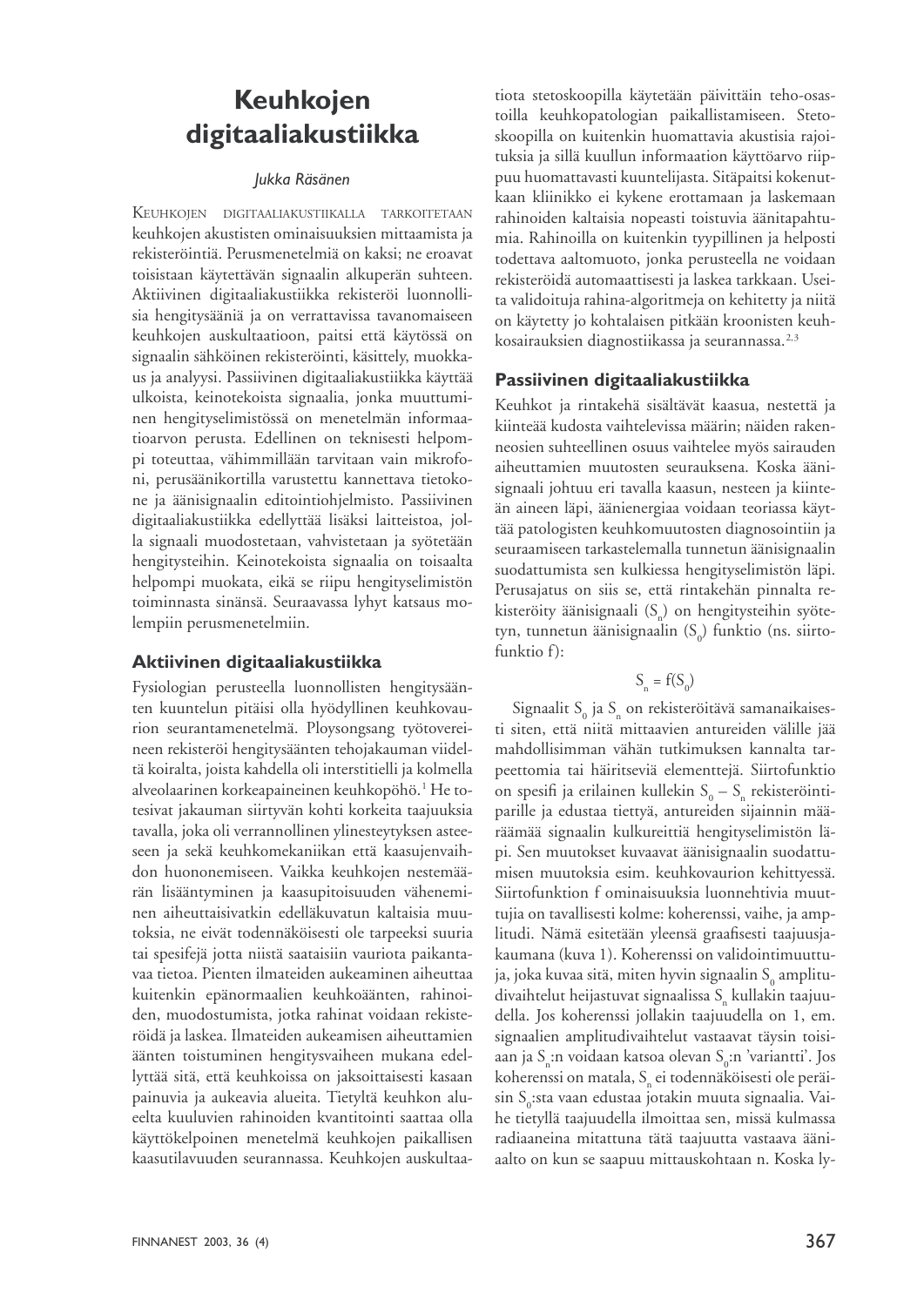# Keuhkojen digitaaliakustiikka

*Jukka Räsänen*

KEUHKOJEN DIGITAALIAKUSTIIKALLA TARKOITETAAN keuhkojen akustisten ominaisuuksien mittaamista ja rekisteröintiä. Perusmenetelmiä on kaksi; ne eroavat toisistaan käytettävän signaalin alkuperän suhteen. Aktiivinen digitaaliakustiikka rekisteröi luonnollisia hengitysääniä ja on verrattavissa tavanomaiseen keuhkojen auskultaatioon, paitsi että käytössä on signaalin sähköinen rekisteröinti, käsittely, muokkaus ja analyysi. Passiivinen digitaaliakustiikka käyttää ulkoista, keinotekoista signaalia, jonka muuttuminen hengityselimistössä on menetelmän informaatioarvon perusta. Edellinen on teknisesti helpompi toteuttaa, vähimmillään tarvitaan vain mikrofoni, perusäänikortilla varustettu kannettava tietokone ja äänisignaalin editointiohjelmisto. Passiivinen digitaaliakustiikka edellyttää lisäksi laitteistoa, jolla signaali muodostetaan, vahvistetaan ja syötetään hengitysteihin. Keinotekoista signaalia on toisaalta helpompi muokata, eikä se riipu hengityselimistön toiminnasta sinänsä. Seuraavassa lyhyt katsaus molempiin perusmenetelmiin.

## Aktiivinen digitaaliakustiikka

Fysiologian perusteella luonnollisten hengitysäänten kuuntelun pitäisi olla hyödyllinen keuhkovaurion seurantamenetelmä. Ploysongsang työtovereineen rekisteröi hengitysäänten tehojakauman viideltä koiralta, joista kahdella oli interstitielli ja kolmella alveolaarinen korkeapaineinen keuhkopöhö.[1] He totesivat jakauman siirtyvän kohti korkeita taajuuksia tavalla, joka oli verrannollinen ylinesteytyksen asteeseen ja sekä keuhkomekaniikan että kaasujenvaihdon huononemiseen. Vaikka keuhkojen nestemäärän lisääntyminen ja kaasupitoisuuden väheneminen aiheuttaisivatkin edelläkuvatun kaltaisia muutoksia, ne eivät todennäköisesti ole tarpeeksi suuria tai spesifejä jotta niistä saataisiin vauriota paikantavaa tietoa. Pienten ilmateiden aukeaminen aiheuttaa kuitenkin epänormaalien keuhkoäänten, rahinoiden, muodostumista, jotka rahinat voidaan rekisteröidä ja laskea. Ilmateiden aukeamisen aiheuttamien äänten toistuminen hengitysvaiheen mukana edellyttää sitä, että keuhkoissa on jaksoittaisesti kasaan painuvia ja aukeavia alueita. Tietyltä keuhkon alueelta kuuluvien rahinoiden kvantitointi saattaa olla käyttökelpoinen menetelmä keuhkojen paikallisen kaasutilavuuden seurannassa. Keuhkojen auskultaatiota stetoskoopilla käytetään päivittäin teho-osastoilla keuhkopatologian paikallistamiseen. Stetoskoopilla on kuitenkin huomattavia akustisia rajoituksia ja sillä kuullun informaation käyttöarvo riippuu huomattavasti kuuntelijasta. Sitäpaitsi kokenutkaan kliinikko ei kykene erottamaan ja laskemaan rahinoiden kaltaisia nopeasti toistuvia äänitapahtumia. Rahinoilla on kuitenkin tyypillinen ja helposti todettava aaltomuoto, jonka perusteella ne voidaan rekisteröidä automaattisesti ja laskea tarkkaan. Useita validoituja rahina-algoritmeja on kehitetty ja niitä on käytetty jo kohtalaisen pitkään kroonisten keuhkosairauksien diagnostiikassa ja seurannassa.[2,3]

## Passiivinen digitaaliakustiikka

Keuhkot ja rintakehä sisältävät kaasua, nestettä ja kiinteää kudosta vaihtelevissa määrin; näiden rakenneosien suhteellinen osuus vaihtelee myös sairauden aiheuttamien muutosten seurauksena. Koska äänisignaali johtuu eri tavalla kaasun, nesteen ja kiinteän aineen läpi, äänienergiaa voidaan teoriassa käyttää patologisten keuhkomuutosten diagnosointiin ja seuraamiseen tarkastelemalla tunnetun äänisignaalin suodattumista sen kulkiessa hengityselimistön läpi. Perusajatus on siis se, että rintakehän pinnalta rekisteröity äänisignaali ($S_n$) on hengitysteihin syötetyn, tunnetun äänisignaalin ($S_0$) funktio (ns. siirtofunktio f):

$$S_n = f(S_0)$$

Signaalit $S_0$ ja $S_n$ on rekisteröitävä samanaikaisesti siten, että niitä mittaavien antureiden välille jää mahdollisimman vähän tutkimuksen kannalta tarpeettomia tai häiritseviä elementtejä. Siirtofunktio on spesifi ja erilainen kullekin $S_0 - S_n$ rekisteröintiparille ja edustaa tiettyä, antureiden sijainnin määräämää signaalin kulkureittiä hengityselimistön läpi. Sen muutokset kuvaavat äänisignaalin suodattumisen muutoksia esim. keuhkovaurion kehittyessä. Siirtofunktion f ominaisuuksia luonnehtivia muuttujia on tavallisesti kolme: koherenssi, vaihe, ja amplitudi. Nämä esitetään yleensä graafisesti taajuusjakaumana (kuva 1). Koherenssi on validointimuuttuja, joka kuvaa sitä, miten hyvin signaalin $S_0$ amplitudivaihtelut heijastuvat signaalissa $S_n$ kullakin taajuudella. Jos koherenssi jollakin taajuudella on 1, em. signaalien amplitudivaihtelut vastaavat täysin toisiaan ja $S_n$:n voidaan katsoa olevan $S_0$:n 'variantti'. Jos koherenssi on matala, $S_n$ ei todennäköisesti ole peräisin $S_0$:sta vaan edustaa jotakin muuta signaalia. Vaihe tietyllä taajuudella ilmoittaa sen, missä kulmassa radiaaneina mitattuna tätä taajuutta vastaava ääniaalto on kun se saapuu mittauskohtaan n. Koska ly-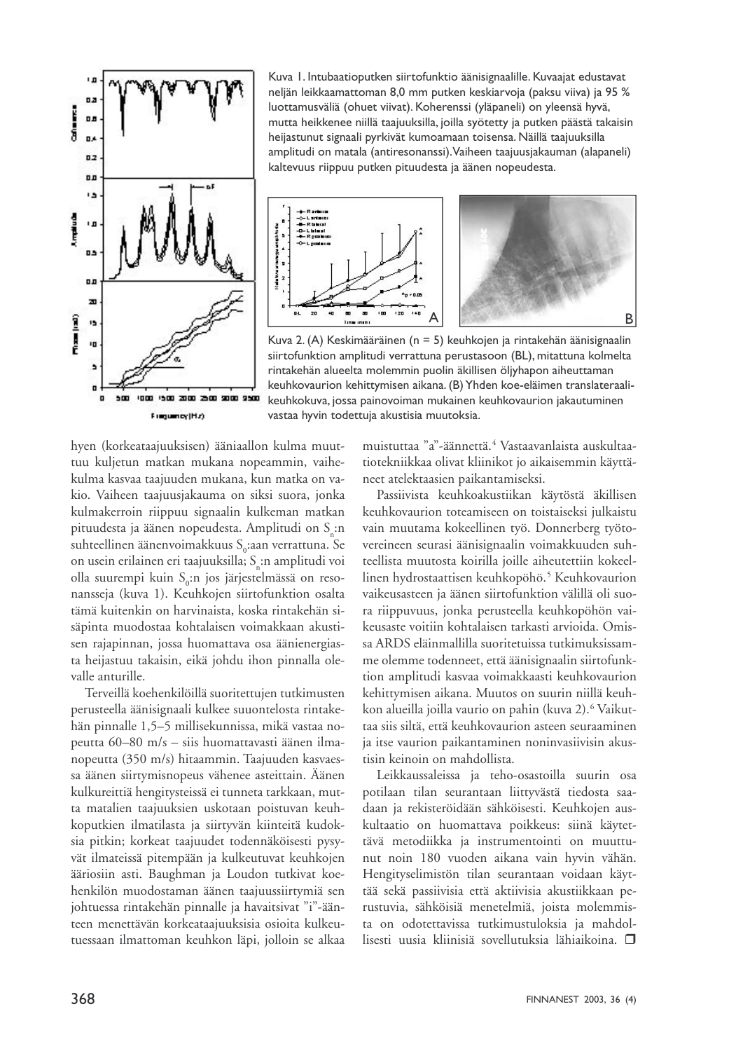Kuva 1. Intubaatioputken siirtofunktio äänisignaalille. Kuvaajat edustavat neljän leikkaamattoman 8,0 mm putken keskiarvoja (paksu viiva) ja 95 % luottamusväliä (ohuet viivat). Koherenssi (yläpaneli) on yleensä hyvä, mutta heikkenee niillä taajuuksilla, joilla syötetty ja putken päästä takaisin heijastunut signaali pyrkivät kumoamaan toisensa. Näillä taajuuksilla amplitudi on matala (antiresonanssi). Vaiheen taajuusjakauman (alapaneli) kaltevuus riippuu putken pituudesta ja äänen nopeudesta.

Kuva 2. (A) Keskimääräinen (n = 5) keuhkojen ja rintakehän äänisignaalin siirtofunktion amplitudi verrattuna perustasoon (BL), mitattuna kolmelta rintakehän alueelta molemmin puolin äkillisen öljyhapon aiheuttaman keuhkovaurion kehittymisen aikana. (B) Yhden koe-eläimen translateraalikeuhkokuva, jossa painovoiman mukainen keuhkovaurion jakautuminen vastaa hyvin todettuja akustisia muutoksia.

hyen (korkeataajuuksisen) ääniaallon kulma muuttuu kuljetun matkan mukana nopeammin, vaihekulma kasvaa taajuuden mukana, kun matka on vakio. Vaiheen taajuusjakauma on siksi suora, jonka kulmakerroin riippuu signaalin kulkeman matkan pituudesta ja äänen nopeudesta. Amplitudi on $S_n$:n suhteellinen äänenvoimakkuus $S_0$:aan verrattuna. Se on usein erilainen eri taajuuksilla; $S_n$:n amplitudi voi olla suurempi kuin $S_0$:n jos järjestelmässä on resonansseja (kuva 1). Keuhkojen siirtofunktion osalta tämä kuitenkin on harvinaista, koska rintakehän sisäpinta muodostaa kohtalaisen voimakkaan akustisen rajapinnan, jossa huomattava osa äänienergiasta heijastuu takaisin, eikä johdu ihon pinnalla olevalle anturille.

Terveillä koehenkilöillä suoritettujen tutkimusten perusteella äänisignaali kulkee suuontelosta rintakehän pinnalle 1,5–5 millisekunnissa, mikä vastaa nopeutta 60–80 m/s – siis huomattavasti äänen ilmanopeutta (350 m/s) hitaammin. Taajuuden kasvaessa äänen siirtymisnopeus vähenee asteittain. Äänen kulkureittiä hengitysteissä ei tunneta tarkkaan, mutta matalien taajuuksien uskotaan poistuvan keuhkoputkien ilmatilasta ja siirtyvän kiinteitä kudoksia pitkin; korkeat taajuudet todennäköisesti pysyvät ilmateissä pitempään ja kulkeutuvat keuhkojen ääriosiin asti. Baughman ja Loudon tutkivat koehenkilön muodostaman äänen taajuussiirtymiä sen johtuessa rintakehän pinnalle ja havaitsivat "i"-äänteen menettävän korkeataajuuksisia osioita kulkeutuessaan ilmattoman keuhkon läpi, jolloin se alkaa muistuttaa "a"-äännettä.[4] Vastaavanlaista auskultaatiotekniikkaa olivat kliinikot jo aikaisemmin käyttäneet atelektaasien paikantamiseksi.

Passiivista keuhkoakustiikan käytöstä äkillisen keuhkovaurion toteamiseen on toistaiseksi julkaistu vain muutama kokeellinen työ. Donnerberg työtovereineen seurasi äänisignaalin voimakkuuden suhteellista muutosta koirilla joille aiheutettiin kokeellinen hydrostaattisen keuhkopöhö.[5] Keuhkovaurion vaikeusasteen ja äänen siirtofunktion välillä oli suora riippuvuus, jonka perusteella keuhkopöhön vaikeusaste voitiin kohtalaisen tarkasti arvioida. Omissa ARDS eläinmallilla suoritetuissa tutkimuksissamme olemme todenneet, että äänisignaalin siirtofunktion amplitudi kasvaa voimakkaasti keuhkovaurion kehittymisen aikana. Muutos on suurin niillä keuhkon alueilla joilla vaurio on pahin (kuva 2).[6] Vaikuttaa siis siltä, että keuhkovaurion asteen seuraaminen ja itse vaurion paikantaminen noninvasiivisin akustisin keinoin on mahdollista.

Leikkaussaleissa ja teho-osastoilla suurin osa potilaan tilan seurantaan liittyvästä tiedosta saadaan ja rekisteröidään sähköisesti. Keuhkojen auskultaatio on huomattava poikkeus: siinä käytettävä metodiikka ja instrumentointi on muuttunut noin 180 vuoden aikana vain hyvin vähän. Hengityselimistön tilan seurantaan voidaan käyttää sekä passiivisia että aktiivisia akustiikkaan perustuvia, sähköisiä menetelmiä, joista molemmista on odotettavissa tutkimustuloksia ja mahdollisesti uusia kliinisiä sovellutuksia lähiaikoina. ❒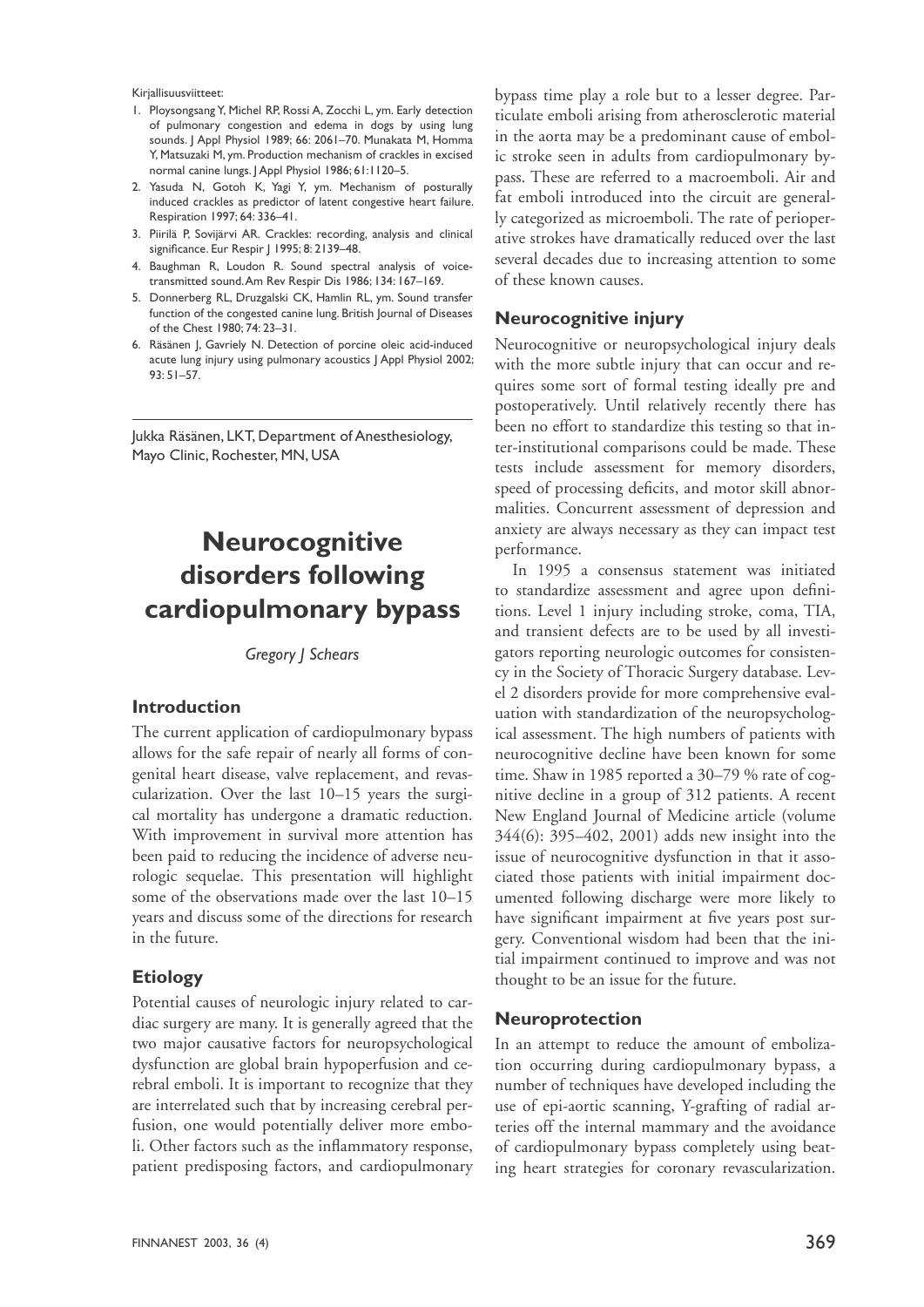Kirjallisuusviitteet:

1. Ploysongsang Y, Michel RP, Rossi A, Zocchi L, ym. Early detection of pulmonary congestion and edema in dogs by using lung sounds. J Appl Physiol 1989; 66: 2061–70. Munakata M, Homma Y, Matsuzaki M, ym. Production mechanism of crackles in excised normal canine lungs. J Appl Physiol 1986; 61:1120–5.
2. Yasuda N, Gotoh K, Yagi Y, ym. Mechanism of posturally induced crackles as predictor of latent congestive heart failure. Respiration 1997; 64: 336–41.
3. Piirilä P, Sovijärvi AR. Crackles: recording, analysis and clinical significance. Eur Respir J 1995; 8: 2139–48.
4. Baughman R, Loudon R. Sound spectral analysis of voice-transmitted sound. Am Rev Respir Dis 1986; 134: 167–169.
5. Donnerberg RL, Druzgalski CK, Hamlin RL, ym. Sound transfer function of the congested canine lung. British Journal of Diseases of the Chest 1980; 74: 23–31.
6. Räsänen J, Gavriely N. Detection of porcine oleic acid-induced acute lung injury using pulmonary acoustics J Appl Physiol 2002; 93: 51–57.

Jukka Räsänen, LKT, Department of Anesthesiology, Mayo Clinic, Rochester, MN, USA

# Neurocognitive disorders following cardiopulmonary bypass

*Gregory J Schears*

## Introduction

The current application of cardiopulmonary bypass allows for the safe repair of nearly all forms of congenital heart disease, valve replacement, and revascularization. Over the last 10–15 years the surgical mortality has undergone a dramatic reduction. With improvement in survival more attention has been paid to reducing the incidence of adverse neurologic sequelae. This presentation will highlight some of the observations made over the last 10–15 years and discuss some of the directions for research in the future.

## Etiology

Potential causes of neurologic injury related to cardiac surgery are many. It is generally agreed that the two major causative factors for neuropsychological dysfunction are global brain hypoperfusion and cerebral emboli. It is important to recognize that they are interrelated such that by increasing cerebral perfusion, one would potentially deliver more emboli. Other factors such as the inflammatory response, patient predisposing factors, and cardiopulmonary bypass time play a role but to a lesser degree. Particulate emboli arising from atherosclerotic material in the aorta may be a predominant cause of embolic stroke seen in adults from cardiopulmonary bypass. These are referred to a macroemboli. Air and fat emboli introduced into the circuit are generally categorized as microemboli. The rate of perioperative strokes have dramatically reduced over the last several decades due to increasing attention to some of these known causes.

## Neurocognitive injury

Neurocognitive or neuropsychological injury deals with the more subtle injury that can occur and requires some sort of formal testing ideally pre and postoperatively. Until relatively recently there has been no effort to standardize this testing so that inter-institutional comparisons could be made. These tests include assessment for memory disorders, speed of processing deficits, and motor skill abnormalities. Concurrent assessment of depression and anxiety are always necessary as they can impact test performance.

In 1995 a consensus statement was initiated to standardize assessment and agree upon definitions. Level 1 injury including stroke, coma, TIA, and transient defects are to be used by all investigators reporting neurologic outcomes for consistency in the Society of Thoracic Surgery database. Level 2 disorders provide for more comprehensive evaluation with standardization of the neuropsychological assessment. The high numbers of patients with neurocognitive decline have been known for some time. Shaw in 1985 reported a 30–79 % rate of cognitive decline in a group of 312 patients. A recent New England Journal of Medicine article (volume 344(6): 395–402, 2001) adds new insight into the issue of neurocognitive dysfunction in that it associated those patients with initial impairment documented following discharge were more likely to have significant impairment at five years post surgery. Conventional wisdom had been that the initial impairment continued to improve and was not thought to be an issue for the future.

## Neuroprotection

In an attempt to reduce the amount of embolization occurring during cardiopulmonary bypass, a number of techniques have developed including the use of epi-aortic scanning, Y-grafting of radial arteries off the internal mammary and the avoidance of cardiopulmonary bypass completely using beating heart strategies for coronary revascularization.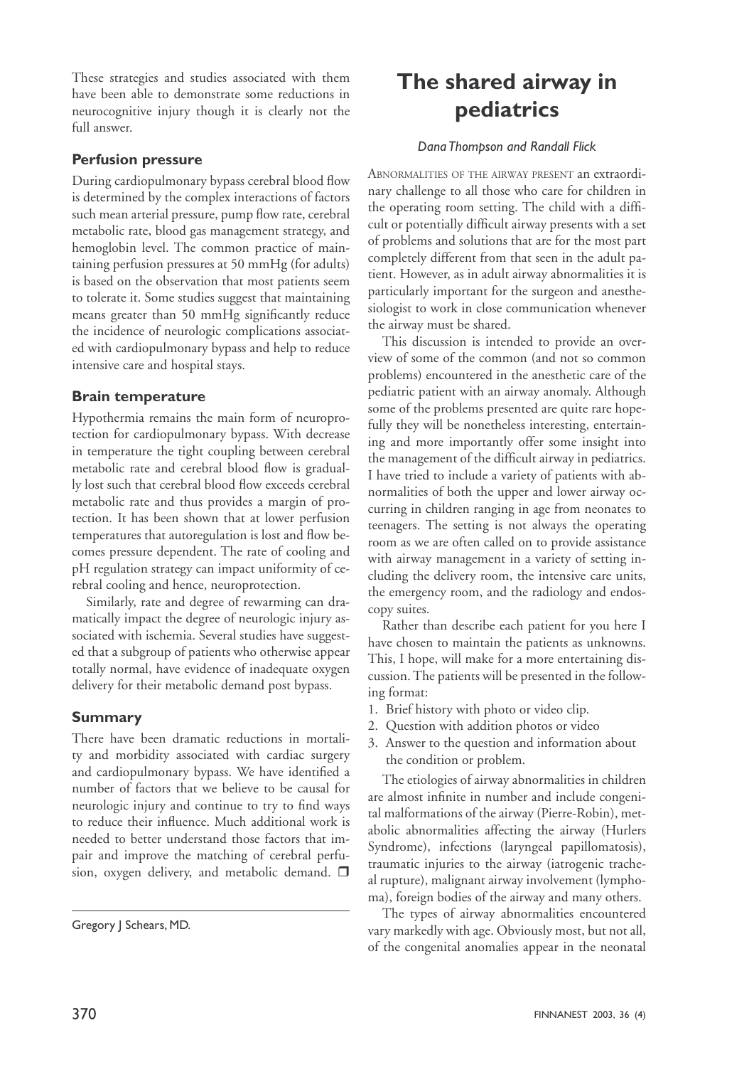These strategies and studies associated with them have been able to demonstrate some reductions in neurocognitive injury though it is clearly not the full answer.

### Perfusion pressure

During cardiopulmonary bypass cerebral blood flow is determined by the complex interactions of factors such mean arterial pressure, pump flow rate, cerebral metabolic rate, blood gas management strategy, and hemoglobin level. The common practice of maintaining perfusion pressures at 50 mmHg (for adults) is based on the observation that most patients seem to tolerate it. Some studies suggest that maintaining means greater than 50 mmHg significantly reduce the incidence of neurologic complications associated with cardiopulmonary bypass and help to reduce intensive care and hospital stays.

### Brain temperature

Hypothermia remains the main form of neuroprotection for cardiopulmonary bypass. With decrease in temperature the tight coupling between cerebral metabolic rate and cerebral blood flow is gradually lost such that cerebral blood flow exceeds cerebral metabolic rate and thus provides a margin of protection. It has been shown that at lower perfusion temperatures that autoregulation is lost and flow becomes pressure dependent. The rate of cooling and pH regulation strategy can impact uniformity of cerebral cooling and hence, neuroprotection.

Similarly, rate and degree of rewarming can dramatically impact the degree of neurologic injury associated with ischemia. Several studies have suggested that a subgroup of patients who otherwise appear totally normal, have evidence of inadequate oxygen delivery for their metabolic demand post bypass.

### Summary

There have been dramatic reductions in mortality and morbidity associated with cardiac surgery and cardiopulmonary bypass. We have identified a number of factors that we believe to be causal for neurologic injury and continue to try to find ways to reduce their influence. Much additional work is needed to better understand those factors that impair and improve the matching of cerebral perfusion, oxygen delivery, and metabolic demand. ❐

Gregory J Schears, MD.

# The shared airway in pediatrics

*Dana Thompson and Randall Flick*

ABNORMALITIES OF THE AIRWAY PRESENT an extraordinary challenge to all those who care for children in the operating room setting. The child with a difficult or potentially difficult airway presents with a set of problems and solutions that are for the most part completely different from that seen in the adult patient. However, as in adult airway abnormalities it is particularly important for the surgeon and anesthesiologist to work in close communication whenever the airway must be shared.

This discussion is intended to provide an overview of some of the common (and not so common problems) encountered in the anesthetic care of the pediatric patient with an airway anomaly. Although some of the problems presented are quite rare hopefully they will be nonetheless interesting, entertaining and more importantly offer some insight into the management of the difficult airway in pediatrics. I have tried to include a variety of patients with abnormalities of both the upper and lower airway occurring in children ranging in age from neonates to teenagers. The setting is not always the operating room as we are often called on to provide assistance with airway management in a variety of setting including the delivery room, the intensive care units, the emergency room, and the radiology and endoscopy suites.

Rather than describe each patient for you here I have chosen to maintain the patients as unknowns. This, I hope, will make for a more entertaining discussion. The patients will be presented in the following format:

1. Brief history with photo or video clip.
2. Question with addition photos or video
3. Answer to the question and information about the condition or problem.

The etiologies of airway abnormalities in children are almost infinite in number and include congenital malformations of the airway (Pierre-Robin), metabolic abnormalities affecting the airway (Hurlers Syndrome), infections (laryngeal papillomatosis), traumatic injuries to the airway (iatrogenic tracheal rupture), malignant airway involvement (lymphoma), foreign bodies of the airway and many others.

The types of airway abnormalities encountered vary markedly with age. Obviously most, but not all, of the congenital anomalies appear in the neonatal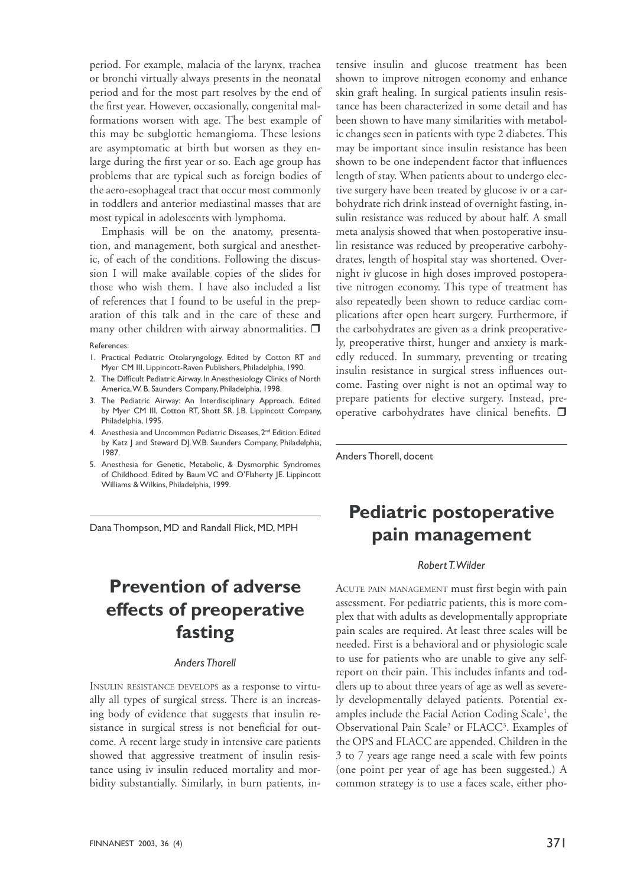period. For example, malacia of the larynx, trachea or bronchi virtually always presents in the neonatal period and for the most part resolves by the end of the first year. However, occasionally, congenital malformations worsen with age. The best example of this may be subglottic hemangioma. These lesions are asymptomatic at birth but worsen as they enlarge during the first year or so. Each age group has problems that are typical such as foreign bodies of the aero-esophageal tract that occur most commonly in toddlers and anterior mediastinal masses that are most typical in adolescents with lymphoma.

Emphasis will be on the anatomy, presentation, and management, both surgical and anesthetic, of each of the conditions. Following the discussion I will make available copies of the slides for those who wish them. I have also included a list of references that I found to be useful in the preparation of this talk and in the care of these and many other children with airway abnormalities. ❐

References:

1. Practical Pediatric Otolaryngology. Edited by Cotton RT and Myer CM III. Lippincott-Raven Publishers, Philadelphia, 1990.
2. The Difficult Pediatric Airway. In Anesthesiology Clinics of North America, W. B. Saunders Company, Philadelphia, 1998.
3. The Pediatric Airway: An Interdisciplinary Approach. Edited by Myer CM III, Cotton RT, Shott SR. J.B. Lippincott Company, Philadelphia, 1995.
4. Anesthesia and Uncommon Pediatric Diseases, 2nd Edition. Edited by Katz J and Steward DJ. W.B. Saunders Company, Philadelphia, 1987.
5. Anesthesia for Genetic, Metabolic, & Dysmorphic Syndromes of Childhood. Edited by Baum VC and O'Flaherty JE. Lippincott Williams & Wilkins, Philadelphia, 1999.

Dana Thompson, MD and Randall Flick, MD, MPH

# Prevention of adverse effects of preoperative fasting

*Anders Thorell*

INSULIN RESISTANCE DEVELOPS as a response to virtually all types of surgical stress. There is an increasing body of evidence that suggests that insulin resistance in surgical stress is not beneficial for outcome. A recent large study in intensive care patients showed that aggressive treatment of insulin resistance using iv insulin reduced mortality and morbidity substantially. Similarly, in burn patients, intensive insulin and glucose treatment has been shown to improve nitrogen economy and enhance skin graft healing. In surgical patients insulin resistance has been characterized in some detail and has been shown to have many similarities with metabolic changes seen in patients with type 2 diabetes. This may be important since insulin resistance has been shown to be one independent factor that influences length of stay. When patients about to undergo elective surgery have been treated by glucose iv or a carbohydrate rich drink instead of overnight fasting, insulin resistance was reduced by about half. A small meta analysis showed that when postoperative insulin resistance was reduced by preoperative carbohydrates, length of hospital stay was shortened. Overnight iv glucose in high doses improved postoperative nitrogen economy. This type of treatment has also repeatedly been shown to reduce cardiac complications after open heart surgery. Furthermore, if the carbohydrates are given as a drink preoperatively, preoperative thirst, hunger and anxiety is markedly reduced. In summary, preventing or treating insulin resistance in surgical stress influences outcome. Fasting over night is not an optimal way to prepare patients for elective surgery. Instead, preoperative carbohydrates have clinical benefits. ❐

Anders Thorell, docent

# Pediatric postoperative pain management

*Robert T. Wilder*

ACUTE PAIN MANAGEMENT must first begin with pain assessment. For pediatric patients, this is more complex that with adults as developmentally appropriate pain scales are required. At least three scales will be needed. First is a behavioral and or physiologic scale to use for patients who are unable to give any self-report on their pain. This includes infants and toddlers up to about three years of age as well as severely developmentally delayed patients. Potential examples include the Facial Action Coding Scale[1], the Observational Pain Scale[2] or FLACC[3]. Examples of the OPS and FLACC are appended. Children in the 3 to 7 years age range need a scale with few points (one point per year of age has been suggested.) A common strategy is to use a faces scale, either pho-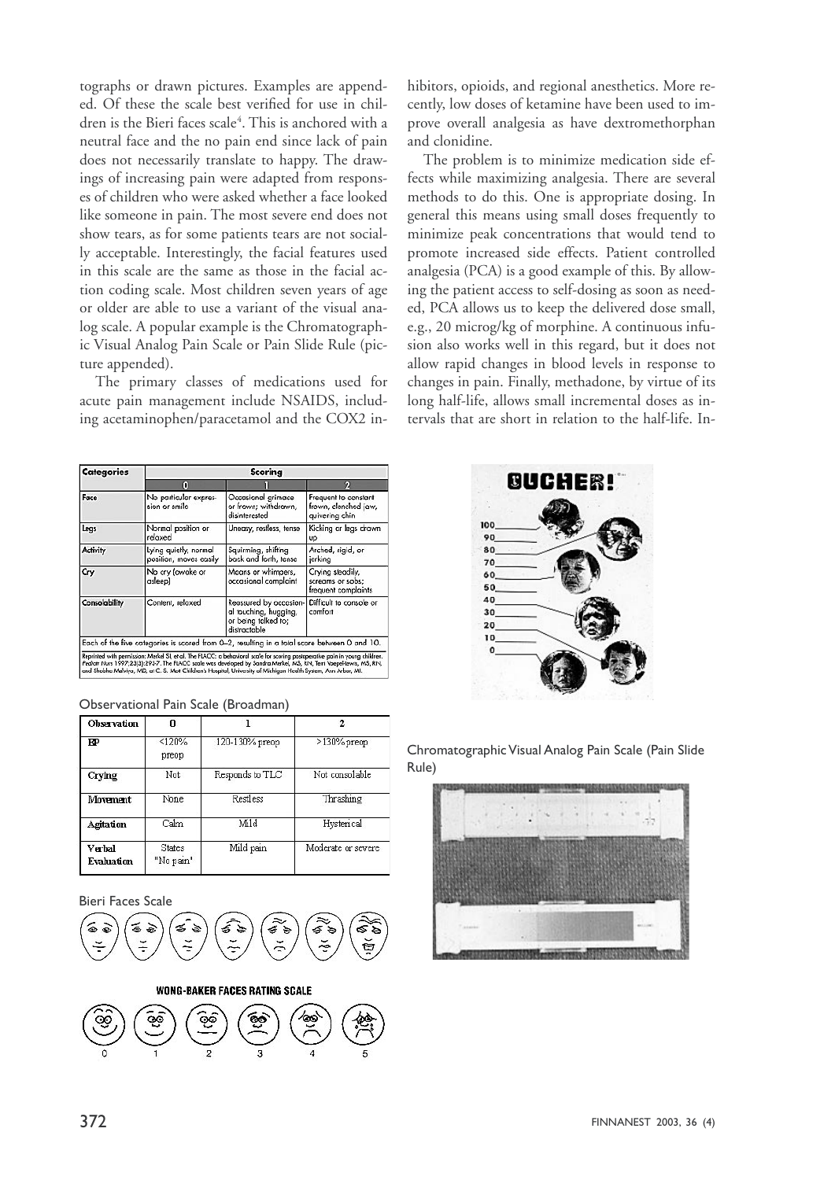tographs or drawn pictures. Examples are appended. Of these the scale best verified for use in children is the Bieri faces scale[4]. This is anchored with a neutral face and the no pain end since lack of pain does not necessarily translate to happy. The drawings of increasing pain were adapted from responses of children who were asked whether a face looked like someone in pain. The most severe end does not show tears, as for some patients tears are not socially acceptable. Interestingly, the facial features used in this scale are the same as those in the facial action coding scale. Most children seven years of age or older are able to use a variant of the visual analog scale. A popular example is the Chromatographic Visual Analog Pain Scale or Pain Slide Rule (picture appended).

The primary classes of medications used for acute pain management include NSAIDS, including acetaminophen/paracetamol and the COX2 inhibitors, opioids, and regional anesthetics. More recently, low doses of ketamine have been used to improve overall analgesia as have dextromethorphan and clonidine.

The problem is to minimize medication side effects while maximizing analgesia. There are several methods to do this. One is appropriate dosing. In general this means using small doses frequently to minimize peak concentrations that would tend to promote increased side effects. Patient controlled analgesia (PCA) is a good example of this. By allowing the patient access to self-dosing as soon as needed, PCA allows us to keep the delivered dose small, e.g., 20 microg/kg of morphine. A continuous infusion also works well in this regard, but it does not allow rapid changes in blood levels in response to changes in pain. Finally, methadone, by virtue of its long half-life, allows small incremental doses as intervals that are short in relation to the half-life. In-

| Categories | Scoring | | |
|---|---|---|---|
| | 0 | 1 | 2 |
| Face | No particular expression or smile | Occasional grimace or frown; withdrawn, disinterested | Frequent to constant frown, clenched jaw, quivering chin |
| Legs | Normal position or relaxed | Uneasy, restless, tense | Kicking or legs drawn up |
| Activity | Lying quietly, normal position, moves easily | Squirming, shifting back and forth, tense | Arched, rigid, or jerking |
| Cry | No cry (awake or asleep) | Moans or whimpers, occasional complaint | Crying steadily, screams or sobs; frequent complaints |
| Consolability | Content, relaxed | Reassured by occasional touching, hugging, or being talked to; distractable | Difficult to console or comfort |

Each of the five categories is scored from 0–2, resulting in a total score between 0 and 10.

Reprinted with permission: Merkel SI, et al. The FLACC: a behavioral scale for scoring postoperative pain in young children. Pediatr Nurs 1997;23(3):293-7. The FLACC scale was developed by Sandra Merkel, MS, RN, Terri Voepel-Lewis, MS, RN, and Shobha Malviya, MD, at C. S. Mott Children's Hospital, University of Michigan Health System, Ann Arbor, MI.

Observational Pain Scale (Broadman)

| Observation | 0 | 1 | 2 |
|---|---|---|---|
| BP | <120% preop | 120-130% preop | >130% preop |
| Crying | Not | Responds to TLC | Not consolable |
| Movement | None | Restless | Thrashing |
| Agitation | Calm | Mild | Hysterical |
| Verbal Evaluation | States "No pain" | Mild pain | Moderate or severe |

Bieri Faces Scale

WONG-BAKER FACES RATING SCALE

0 1 2 3 4 5

OUCHER!

100
90
80
70
60
50
40
30
20
10
0

Chromatographic Visual Analog Pain Scale (Pain Slide Rule)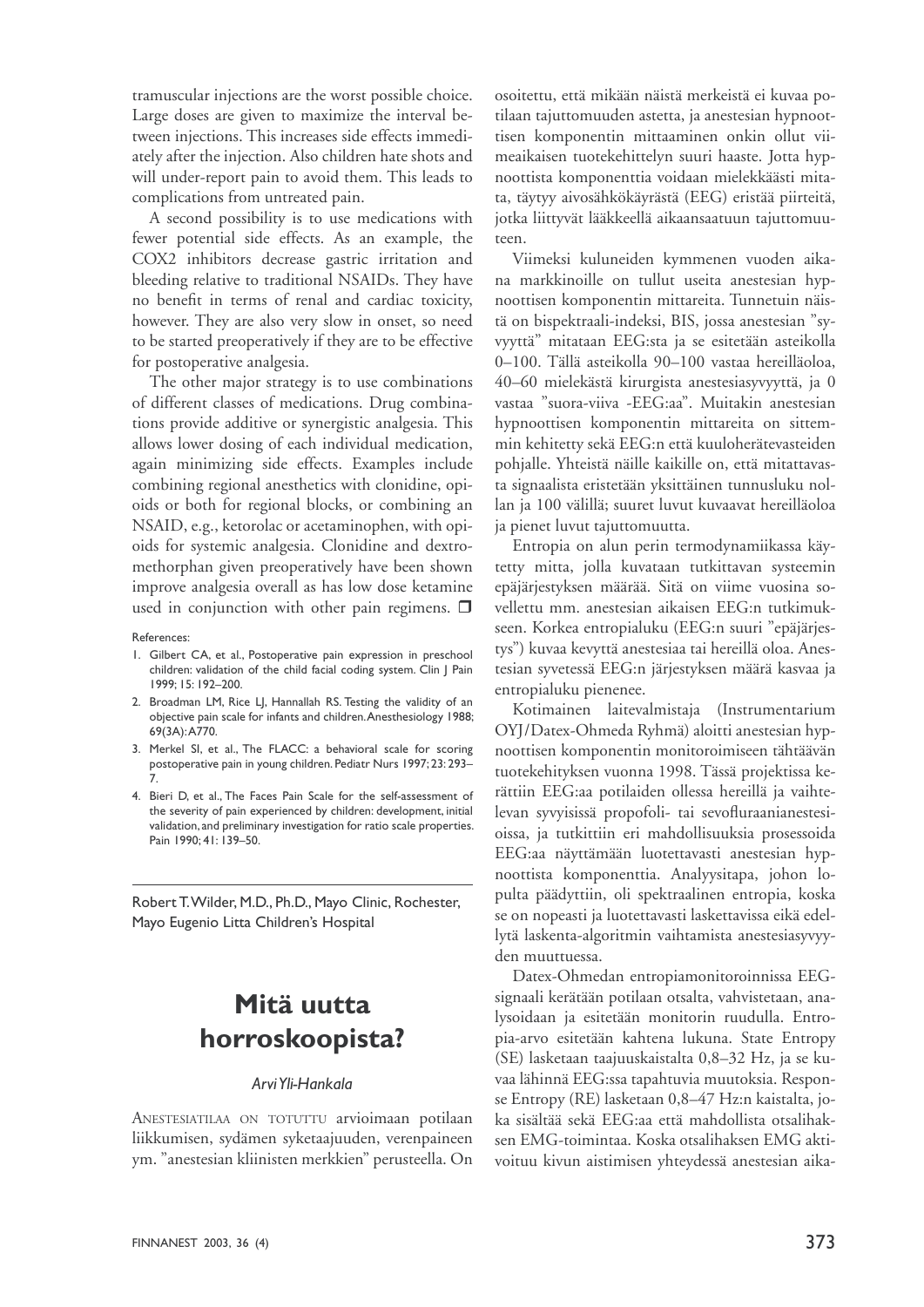tramuscular injections are the worst possible choice. Large doses are given to maximize the interval between injections. This increases side effects immediately after the injection. Also children hate shots and will under-report pain to avoid them. This leads to complications from untreated pain.

A second possibility is to use medications with fewer potential side effects. As an example, the COX2 inhibitors decrease gastric irritation and bleeding relative to traditional NSAIDs. They have no benefit in terms of renal and cardiac toxicity, however. They are also very slow in onset, so need to be started preoperatively if they are to be effective for postoperative analgesia.

The other major strategy is to use combinations of different classes of medications. Drug combinations provide additive or synergistic analgesia. This allows lower dosing of each individual medication, again minimizing side effects. Examples include combining regional anesthetics with clonidine, opioids or both for regional blocks, or combining an NSAID, e.g., ketorolac or acetaminophen, with opioids for systemic analgesia. Clonidine and dextromethorphan given preoperatively have been shown improve analgesia overall as has low dose ketamine used in conjunction with other pain regimens. ❒

References:

1. Gilbert CA, et al., Postoperative pain expression in preschool children: validation of the child facial coding system. Clin J Pain 1999; 15: 192–200.
2. Broadman LM, Rice LJ, Hannallah RS. Testing the validity of an objective pain scale for infants and children. Anesthesiology 1988; 69(3A): A770.
3. Merkel SI, et al., The FLACC: a behavioral scale for scoring postoperative pain in young children. Pediatr Nurs 1997; 23: 293–7.
4. Bieri D, et al., The Faces Pain Scale for the self-assessment of the severity of pain experienced by children: development, initial validation, and preliminary investigation for ratio scale properties. Pain 1990; 41: 139–50.

Robert T. Wilder, M.D., Ph.D., Mayo Clinic, Rochester, Mayo Eugenio Litta Children's Hospital

# Mitä uutta horroskoopista?

*Arvi Yli-Hankala*

ANESTESIATILAA ON TOTUTTU arvioimaan potilaan liikkumisen, sydämen syketaajuuden, verenpaineen ym. "anestesian kliinisten merkkien" perusteella. On osoitettu, että mikään näistä merkeistä ei kuvaa potilaan tajuttomuuden astetta, ja anestesian hypnoottisen komponentin mittaaminen onkin ollut viimeaikaisen tuotekehittelyn suuri haaste. Jotta hypnoottista komponenttia voidaan mielekkäästi mitata, täytyy aivosähkökäyrästä (EEG) eristää piirteitä, jotka liittyvät lääkkeellä aikaansaatuun tajuttomuuteen.

Viimeksi kuluneiden kymmenen vuoden aikana markkinoille on tullut useita anestesian hypnoottisen komponentin mittareita. Tunnetuin näistä on bispektraali-indeksi, BIS, jossa anestesian "syvyyttä" mitataan EEG:sta ja se esitetään asteikolla 0–100. Tällä asteikolla 90–100 vastaa hereilläoloa, 40–60 mielekästä kirurgista anestesiasyvyyttä, ja 0 vastaa "suora-viiva -EEG:aa". Muitakin anestesian hypnoottisen komponentin mittareita on sittemmin kehitetty sekä EEG:n että kuuloherätevasteiden pohjalle. Yhteistä näille kaikille on, että mitattavasta signaalista eristetään yksittäinen tunnusluku nollan ja 100 välillä; suuret luvut kuvaavat hereilläoloa ja pienet luvut tajuttomuutta.

Entropia on alun perin termodynamiikassa käytetty mitta, jolla kuvataan tutkittavan systeemin epäjärjestyksen määrää. Sitä on viime vuosina sovellettu mm. anestesian aikaisen EEG:n tutkimukseen. Korkea entropialuku (EEG:n suuri "epäjärjestys") kuvaa kevyttä anestesiaa tai hereillä oloa. Anestesian syvetessä EEG:n järjestyksen määrä kasvaa ja entropialuku pienenee.

Kotimainen laitevalmistaja (Instrumentarium OYJ/Datex-Ohmeda Ryhmä) aloitti anestesian hypnoottisen komponentin monitoroimiseen tähtäävän tuotekehityksen vuonna 1998. Tässä projektissa kerättiin EEG:aa potilaiden ollessa hereillä ja vaihtelevan syvyisissä propofoli- tai sevofluraanianestesioissa, ja tutkittiin eri mahdollisuuksia prosessoida EEG:aa näyttämään luotettavasti anestesian hypnoottista komponenttia. Analyysitapa, johon lopulta päädyttiin, oli spektraalinen entropia, koska se on nopeasti ja luotettavasti laskettavissa eikä edellytä laskenta-algoritmin vaihtamista anestesiasyvyyden muuttuessa.

Datex-Ohmedan entropiamonitoroinnissa EEG-signaali kerätään potilaan otsalta, vahvistetaan, analysoidaan ja esitetään monitorin ruudulla. Entropia-arvo esitetään kahtena lukuna. State Entropy (SE) lasketaan taajuuskaistalta 0,8–32 Hz, ja se kuvaa lähinnä EEG:ssa tapahtuvia muutoksia. Response Entropy (RE) lasketaan 0,8–47 Hz:n kaistalta, joka sisältää sekä EEG:aa että mahdollista otsalihaksen EMG-toimintaa. Koska otsalihaksen EMG aktivoituu kivun aistimisen yhteydessä anestesian aika-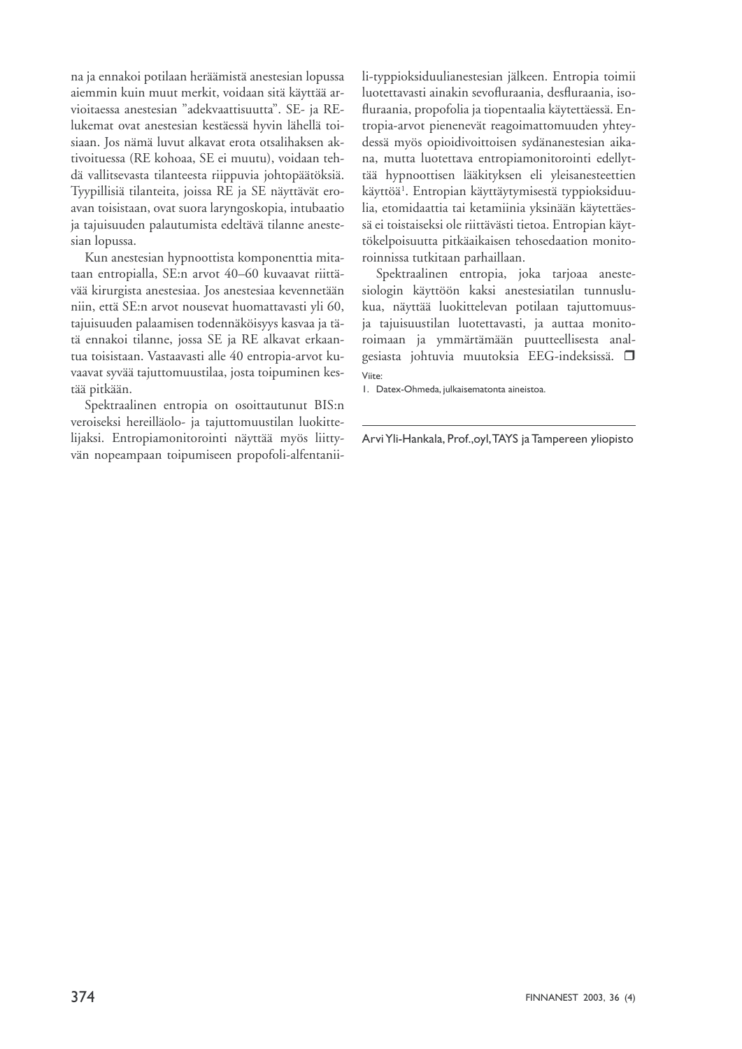na ja ennakoi potilaan heräämistä anestesian lopussa aiemmin kuin muut merkit, voidaan sitä käyttää arvioitaessa anestesian "adekvaattisuutta". SE- ja RE-lukemat ovat anestesian kestäessä hyvin lähellä toisiaan. Jos nämä luvut alkavat erota otsalihaksen aktivoituessa (RE kohoaa, SE ei muutu), voidaan tehdä vallitsevasta tilanteesta riippuvia johtopäätöksiä. Tyypillisiä tilanteita, joissa RE ja SE näyttävät eroavan toisistaan, ovat suora laryngoskopia, intubaatio ja tajuisuuden palautumista edeltävä tilanne anestesian lopussa.

Kun anestesian hypnoottista komponenttia mitataan entropialla, SE:n arvot 40–60 kuvaavat riittävää kirurgista anestesiaa. Jos anestesiaa kevennetään niin, että SE:n arvot nousevat huomattavasti yli 60, tajuisuuden palaamisen todennäköisyys kasvaa ja tätä ennakoi tilanne, jossa SE ja RE alkavat erkaantua toisistaan. Vastaavasti alle 40 entropia-arvot kuvaavat syvää tajuttomuustilaa, josta toipuminen kestää pitkään.

Spektraalinen entropia on osoittautunut BIS:n veroiseksi hereilläolo- ja tajuttomuustilan luokittelijaksi. Entropiamonitorointi näyttää myös liittyvän nopeampaan toipumiseen propofoli-alfentanii-li-typpioksiduulianestesian jälkeen. Entropia toimii luotettavasti ainakin sevofluraania, desfluraania, isofluraania, propofolia ja tiopentaalia käytettäessä. Entropia-arvot pienenevät reagoimattomuuden yhteydessä myös opioidivoittoisen sydänanestesian aikana, mutta luotettava entropiamonitorointi edellyttää hypnoottisen lääkityksen eli yleisanesteettien käyttöä[1]. Entropian käyttäytymisestä typpioksiduulia, etomidaattia tai ketamiinia yksinään käytettäessä ei toistaiseksi ole riittävästi tietoa. Entropian käyttökelpoisuutta pitkäaikaisen tehosedaation monitoroinnissa tutkitaan parhaillaan.

Spektraalinen entropia, joka tarjoaa anestesiologin käyttöön kaksi anestesiatilan tunnuslukua, näyttää luokittelevan potilaan tajuttomuus- ja tajuisuustilan luotettavasti, ja auttaa monitoroimaan ja ymmärtämään puutteellisesta analgesiasta johtuvia muutoksia EEG-indeksissä. ❐

Viite:

1. Datex-Ohmeda, julkaisematonta aineistoa.

---

Arvi Yli-Hankala, Prof., oyl, TAYS ja Tampereen yliopisto